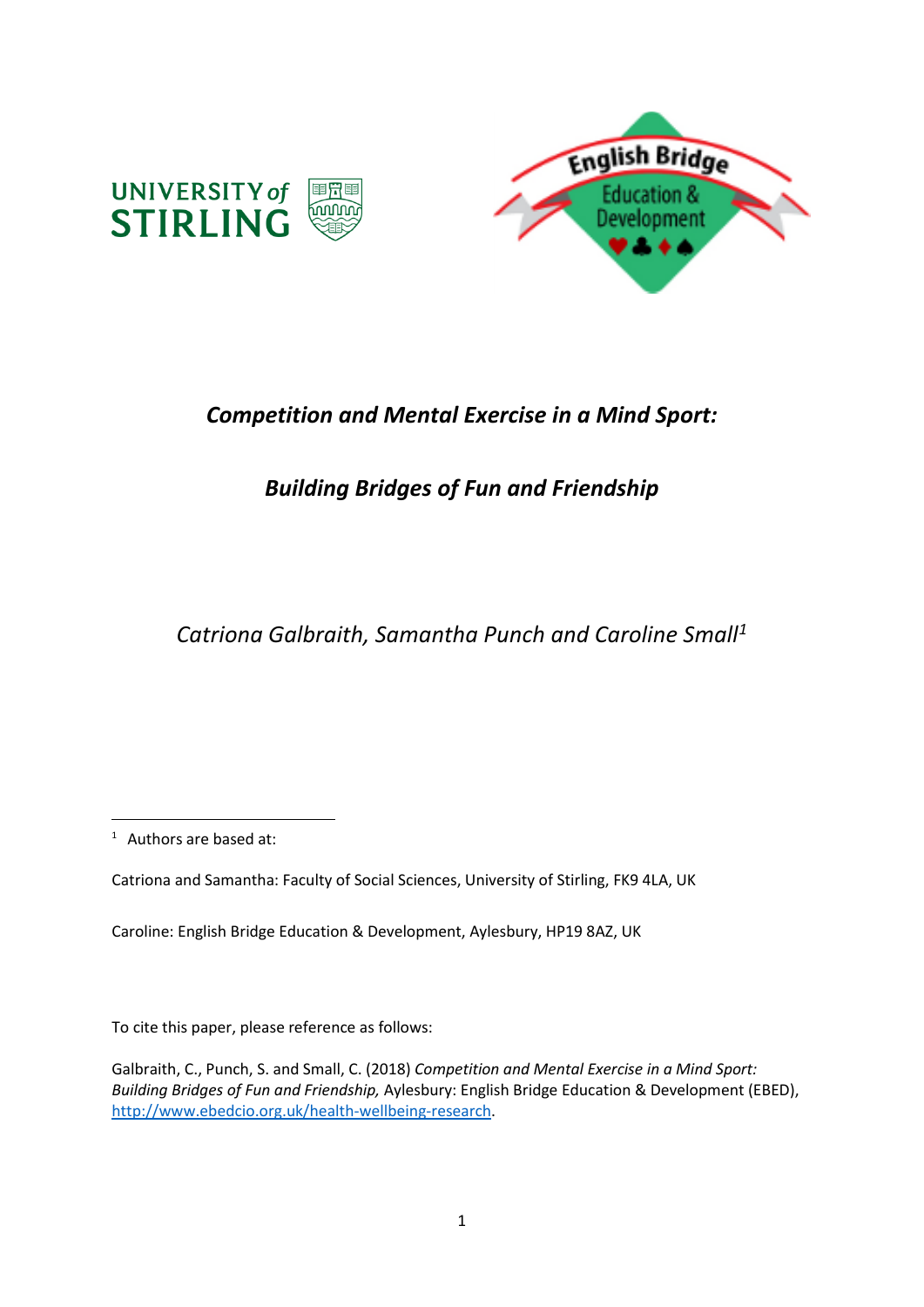# *Competition and Mental Exercise in a Mind Sport:*

# *Building Bridges of Fun and Friendship*

*Catriona Galbraith, Samantha Punch and Caroline Small*[1]

---

[1] Authors are based at:

Catriona and Samantha: Faculty of Social Sciences, University of Stirling, FK9 4LA, UK

Caroline: English Bridge Education & Development, Aylesbury, HP19 8AZ, UK

To cite this paper, please reference as follows:

Galbraith, C., Punch, S. and Small, C. (2018) *Competition and Mental Exercise in a Mind Sport: Building Bridges of Fun and Friendship,* Aylesbury: English Bridge Education & Development (EBED), [http://www.ebedcio.org.uk/health-wellbeing-research](http://www.ebedcio.org.uk/health-wellbeing-research).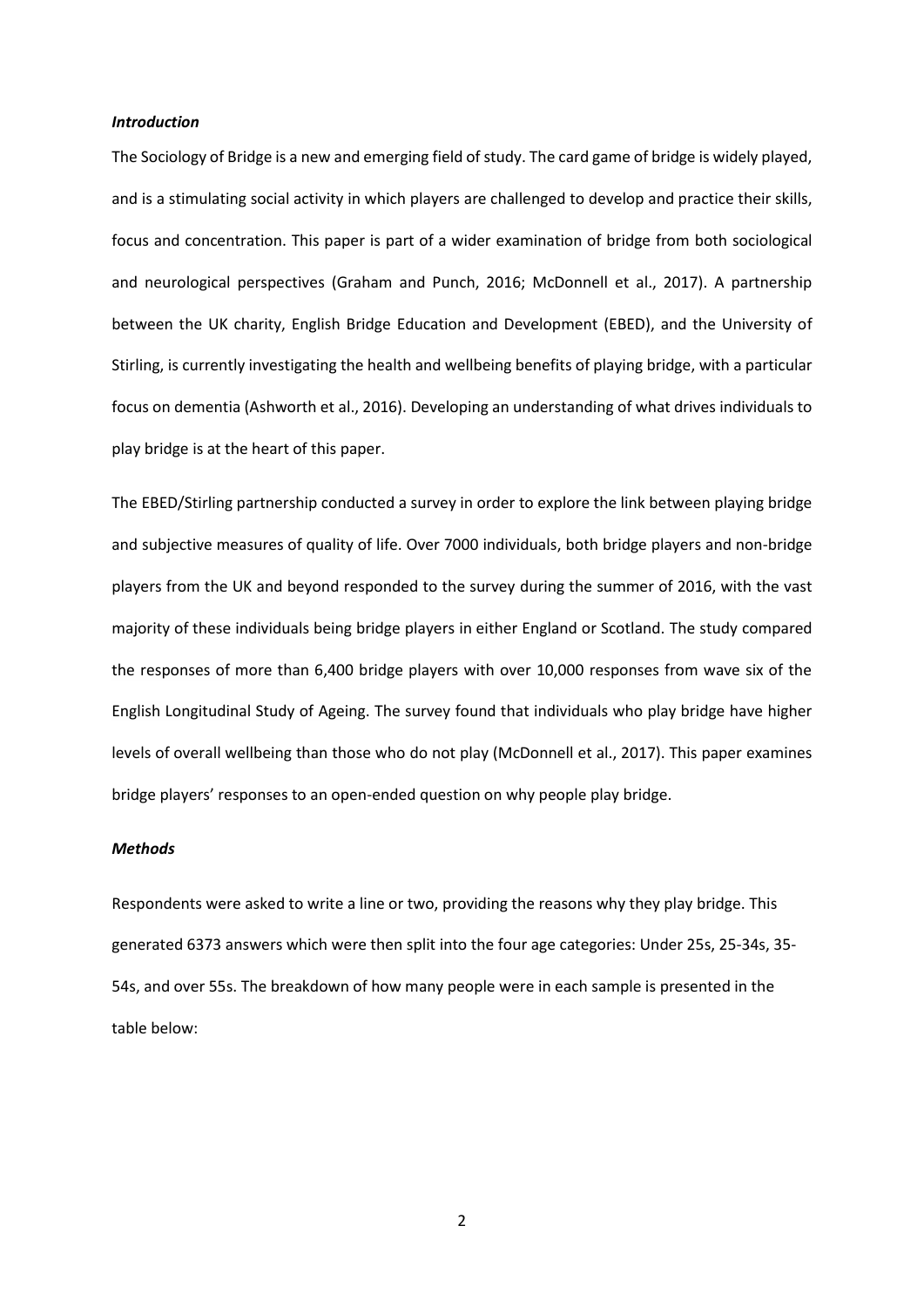### *Introduction*

The Sociology of Bridge is a new and emerging field of study. The card game of bridge is widely played, and is a stimulating social activity in which players are challenged to develop and practice their skills, focus and concentration. This paper is part of a wider examination of bridge from both sociological and neurological perspectives (Graham and Punch, 2016; McDonnell et al., 2017). A partnership between the UK charity, English Bridge Education and Development (EBED), and the University of Stirling, is currently investigating the health and wellbeing benefits of playing bridge, with a particular focus on dementia (Ashworth et al., 2016). Developing an understanding of what drives individuals to play bridge is at the heart of this paper.

The EBED/Stirling partnership conducted a survey in order to explore the link between playing bridge and subjective measures of quality of life. Over 7000 individuals, both bridge players and non-bridge players from the UK and beyond responded to the survey during the summer of 2016, with the vast majority of these individuals being bridge players in either England or Scotland. The study compared the responses of more than 6,400 bridge players with over 10,000 responses from wave six of the English Longitudinal Study of Ageing. The survey found that individuals who play bridge have higher levels of overall wellbeing than those who do not play (McDonnell et al., 2017). This paper examines bridge players' responses to an open-ended question on why people play bridge.

### *Methods*

Respondents were asked to write a line or two, providing the reasons why they play bridge. This generated 6373 answers which were then split into the four age categories: Under 25s, 25-34s, 35-54s, and over 55s. The breakdown of how many people were in each sample is presented in the table below: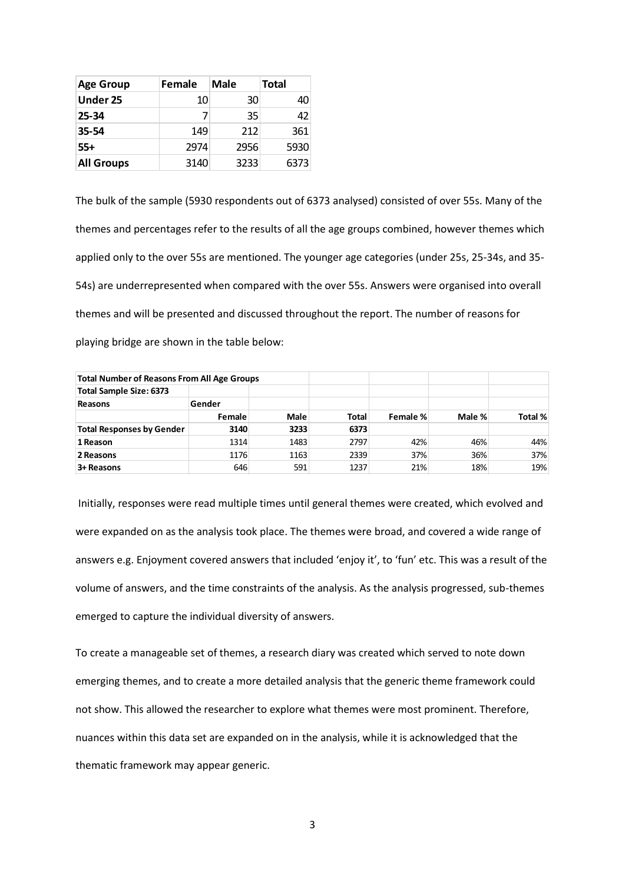| Age Group | Female | Male | Total |
|---|---|---|---|
| **Under 25** | 10 | 30 | 40 |
| **25-34** | 7 | 35 | 42 |
| **35-54** | 149 | 212 | 361 |
| **55+** | 2974 | 2956 | 5930 |
| **All Groups** | 3140 | 3233 | 6373 |

The bulk of the sample (5930 respondents out of 6373 analysed) consisted of over 55s. Many of the themes and percentages refer to the results of all the age groups combined, however themes which applied only to the over 55s are mentioned. The younger age categories (under 25s, 25-34s, and 35-54s) are underrepresented when compared with the over 55s. Answers were organised into overall themes and will be presented and discussed throughout the report. The number of reasons for playing bridge are shown in the table below:

| **Total Number of Reasons From All Age Groups** | | | | | | |
|---|---|---|---|---|---|---|
| **Total Sample Size: 6373** | | | | | | |
| **Reasons** | **Gender** | | | | | |
| | **Female** | **Male** | **Total** | **Female %** | **Male %** | **Total %** |
| **Total Responses by Gender** | **3140** | **3233** | **6373** | | | |
| **1 Reason** | 1314 | 1483 | 2797 | 42% | 46% | 44% |
| **2 Reasons** | 1176 | 1163 | 2339 | 37% | 36% | 37% |
| **3+ Reasons** | 646 | 591 | 1237 | 21% | 18% | 19% |

Initially, responses were read multiple times until general themes were created, which evolved and were expanded on as the analysis took place. The themes were broad, and covered a wide range of answers e.g. Enjoyment covered answers that included 'enjoy it', to 'fun' etc. This was a result of the volume of answers, and the time constraints of the analysis. As the analysis progressed, sub-themes emerged to capture the individual diversity of answers.

To create a manageable set of themes, a research diary was created which served to note down emerging themes, and to create a more detailed analysis that the generic theme framework could not show. This allowed the researcher to explore what themes were most prominent. Therefore, nuances within this data set are expanded on in the analysis, while it is acknowledged that the thematic framework may appear generic.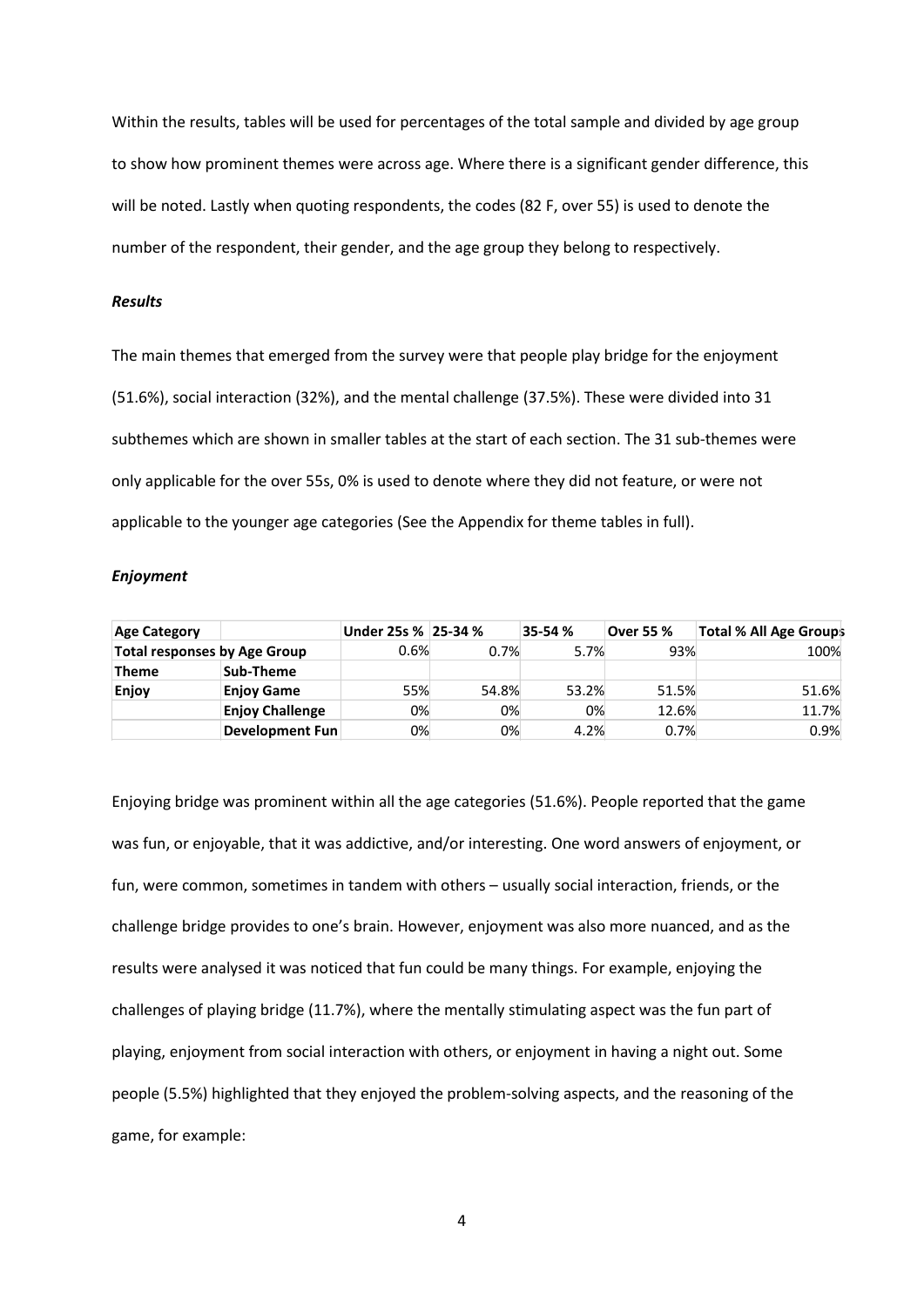Within the results, tables will be used for percentages of the total sample and divided by age group to show how prominent themes were across age. Where there is a significant gender difference, this will be noted. Lastly when quoting respondents, the codes (82 F, over 55) is used to denote the number of the respondent, their gender, and the age group they belong to respectively.

### *Results*

The main themes that emerged from the survey were that people play bridge for the enjoyment (51.6%), social interaction (32%), and the mental challenge (37.5%). These were divided into 31 subthemes which are shown in smaller tables at the start of each section. The 31 sub-themes were only applicable for the over 55s, 0% is used to denote where they did not feature, or were not applicable to the younger age categories (See the Appendix for theme tables in full).

### *Enjoyment*

| **Age Category** | | **Under 25s %** | **25-34 %** | **35-54 %** | **Over 55 %** | **Total % All Age Groups** |
|---|---|---|---|---|---|---|
| **Total responses by Age Group** | | 0.6% | 0.7% | 5.7% | 93% | 100% |
| **Theme** | **Sub-Theme** | | | | | |
| **Enjoy** | **Enjoy Game** | 55% | 54.8% | 53.2% | 51.5% | 51.6% |
| | **Enjoy Challenge** | 0% | 0% | 0% | 12.6% | 11.7% |
| | **Development Fun** | 0% | 0% | 4.2% | 0.7% | 0.9% |

Enjoying bridge was prominent within all the age categories (51.6%). People reported that the game was fun, or enjoyable, that it was addictive, and/or interesting. One word answers of enjoyment, or fun, were common, sometimes in tandem with others – usually social interaction, friends, or the challenge bridge provides to one's brain. However, enjoyment was also more nuanced, and as the results were analysed it was noticed that fun could be many things. For example, enjoying the challenges of playing bridge (11.7%), where the mentally stimulating aspect was the fun part of playing, enjoyment from social interaction with others, or enjoyment in having a night out. Some people (5.5%) highlighted that they enjoyed the problem-solving aspects, and the reasoning of the game, for example: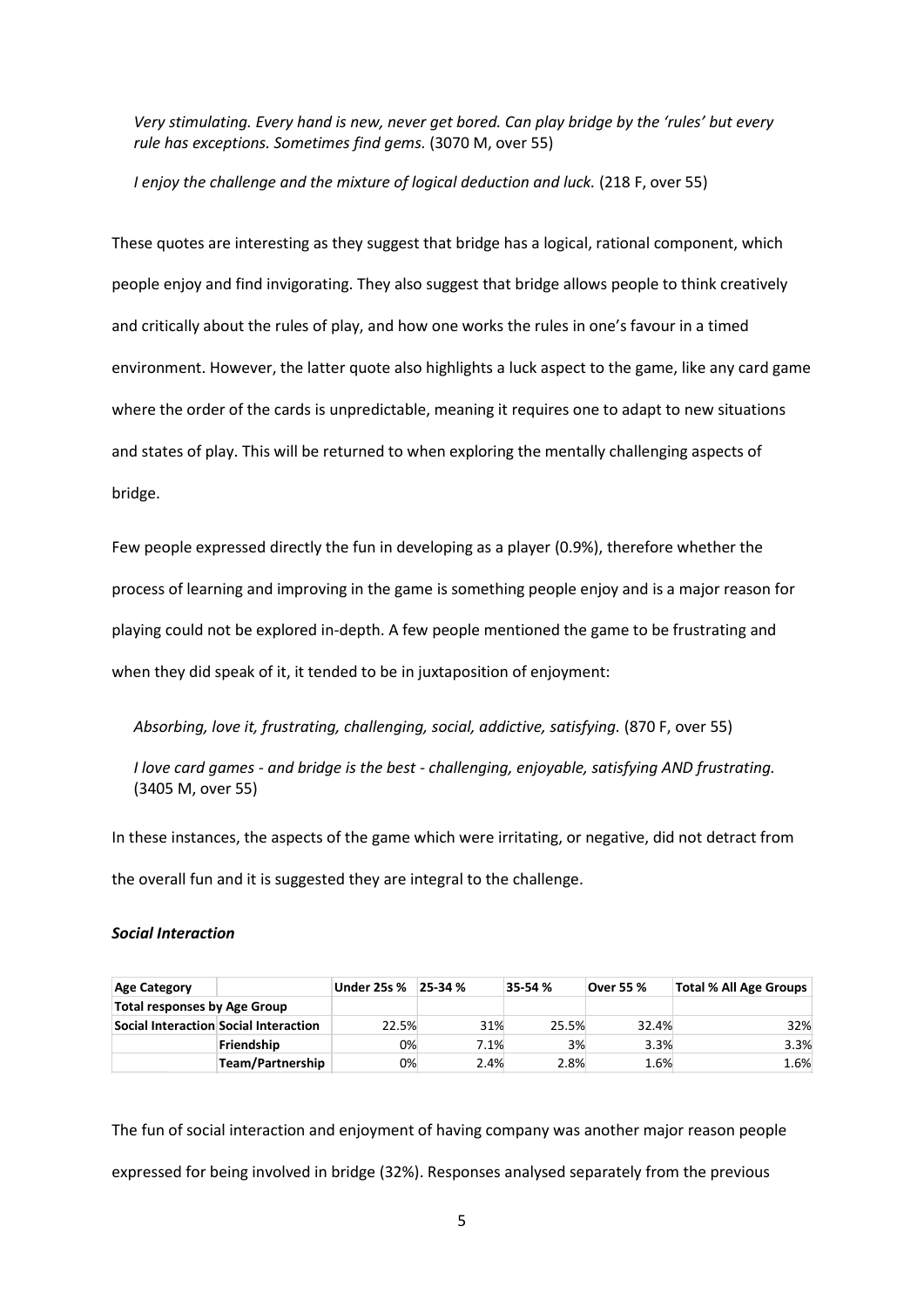*Very stimulating. Every hand is new, never get bored. Can play bridge by the 'rules' but every rule has exceptions. Sometimes find gems.* (3070 M, over 55)

*I enjoy the challenge and the mixture of logical deduction and luck.* (218 F, over 55)

These quotes are interesting as they suggest that bridge has a logical, rational component, which people enjoy and find invigorating. They also suggest that bridge allows people to think creatively and critically about the rules of play, and how one works the rules in one's favour in a timed environment. However, the latter quote also highlights a luck aspect to the game, like any card game where the order of the cards is unpredictable, meaning it requires one to adapt to new situations and states of play. This will be returned to when exploring the mentally challenging aspects of bridge.

Few people expressed directly the fun in developing as a player (0.9%), therefore whether the process of learning and improving in the game is something people enjoy and is a major reason for playing could not be explored in-depth. A few people mentioned the game to be frustrating and when they did speak of it, it tended to be in juxtaposition of enjoyment:

*Absorbing, love it, frustrating, challenging, social, addictive, satisfying.* (870 F, over 55)

*I love card games - and bridge is the best - challenging, enjoyable, satisfying AND frustrating.* (3405 M, over 55)

In these instances, the aspects of the game which were irritating, or negative, did not detract from the overall fun and it is suggested they are integral to the challenge.

***Social Interaction***

| **Age Category** | | **Under 25s %** | **25-34 %** | **35-54 %** | **Over 55 %** | **Total % All Age Groups** |
|---|---|---|---|---|---|---|
| **Total responses by Age Group** | | | | | | |
| **Social Interaction** | **Social Interaction** | 22.5% | 31% | 25.5% | 32.4% | 32% |
| | **Friendship** | 0% | 7.1% | 3% | 3.3% | 3.3% |
| | **Team/Partnership** | 0% | 2.4% | 2.8% | 1.6% | 1.6% |

The fun of social interaction and enjoyment of having company was another major reason people expressed for being involved in bridge (32%). Responses analysed separately from the previous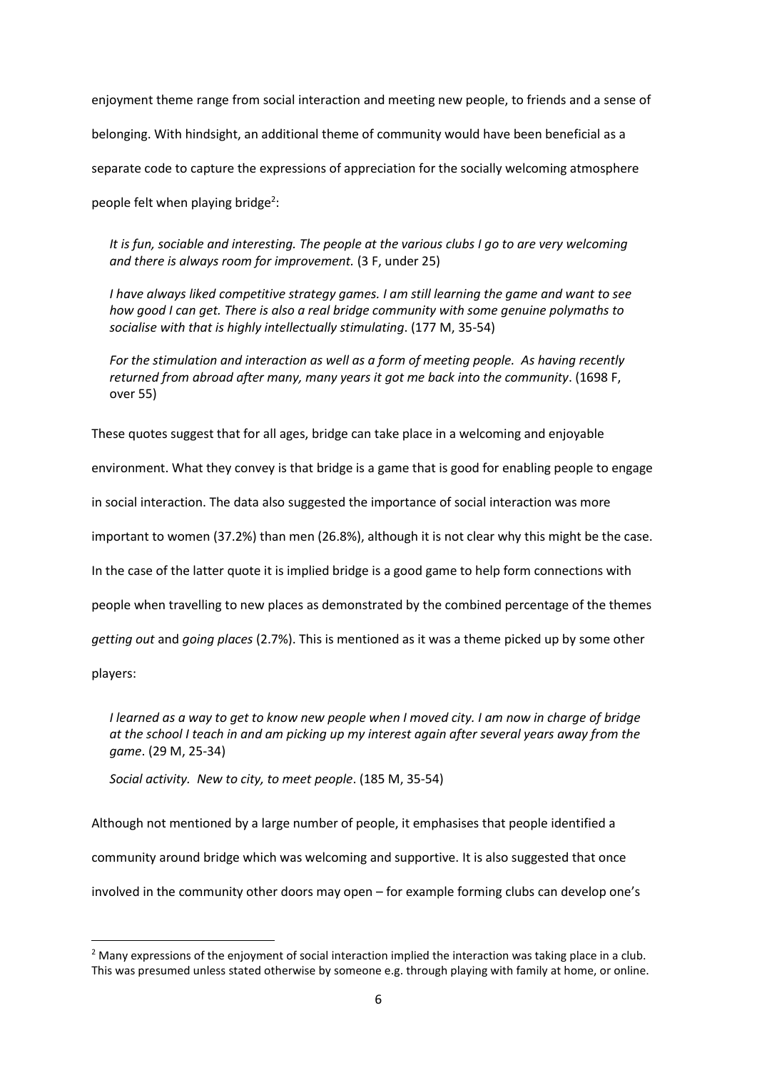enjoyment theme range from social interaction and meeting new people, to friends and a sense of belonging. With hindsight, an additional theme of community would have been beneficial as a separate code to capture the expressions of appreciation for the socially welcoming atmosphere people felt when playing bridge[2]:

> *It is fun, sociable and interesting. The people at the various clubs I go to are very welcoming and there is always room for improvement.* (3 F, under 25)

> *I have always liked competitive strategy games. I am still learning the game and want to see how good I can get. There is also a real bridge community with some genuine polymaths to socialise with that is highly intellectually stimulating*. (177 M, 35-54)

> *For the stimulation and interaction as well as a form of meeting people. As having recently returned from abroad after many, many years it got me back into the community*. (1698 F, over 55)

These quotes suggest that for all ages, bridge can take place in a welcoming and enjoyable environment. What they convey is that bridge is a game that is good for enabling people to engage in social interaction. The data also suggested the importance of social interaction was more important to women (37.2%) than men (26.8%), although it is not clear why this might be the case. In the case of the latter quote it is implied bridge is a good game to help form connections with people when travelling to new places as demonstrated by the combined percentage of the themes *getting out* and *going places* (2.7%). This is mentioned as it was a theme picked up by some other players:

> *I learned as a way to get to know new people when I moved city. I am now in charge of bridge at the school I teach in and am picking up my interest again after several years away from the game*. (29 M, 25-34)

> *Social activity. New to city, to meet people*. (185 M, 35-54)

Although not mentioned by a large number of people, it emphasises that people identified a community around bridge which was welcoming and supportive. It is also suggested that once involved in the community other doors may open – for example forming clubs can develop one's

---

[2] Many expressions of the enjoyment of social interaction implied the interaction was taking place in a club. This was presumed unless stated otherwise by someone e.g. through playing with family at home, or online.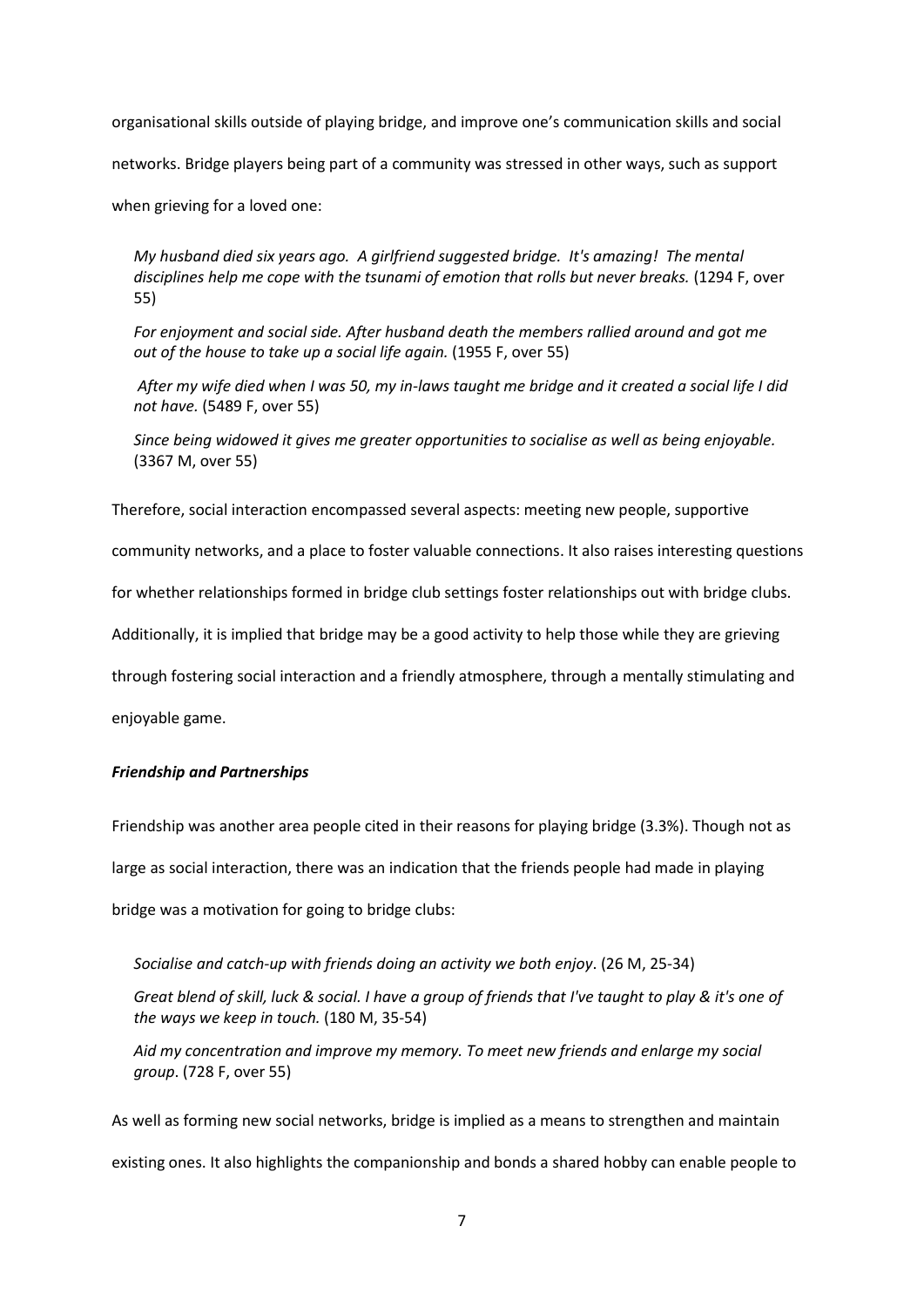organisational skills outside of playing bridge, and improve one's communication skills and social networks. Bridge players being part of a community was stressed in other ways, such as support when grieving for a loved one:

> *My husband died six years ago. A girlfriend suggested bridge. It's amazing! The mental disciplines help me cope with the tsunami of emotion that rolls but never breaks.* (1294 F, over 55)
>
> *For enjoyment and social side. After husband death the members rallied around and got me out of the house to take up a social life again.* (1955 F, over 55)
>
> *After my wife died when I was 50, my in-laws taught me bridge and it created a social life I did not have.* (5489 F, over 55)
>
> *Since being widowed it gives me greater opportunities to socialise as well as being enjoyable.* (3367 M, over 55)

Therefore, social interaction encompassed several aspects: meeting new people, supportive community networks, and a place to foster valuable connections. It also raises interesting questions for whether relationships formed in bridge club settings foster relationships out with bridge clubs. Additionally, it is implied that bridge may be a good activity to help those while they are grieving through fostering social interaction and a friendly atmosphere, through a mentally stimulating and enjoyable game.

***Friendship and Partnerships***

Friendship was another area people cited in their reasons for playing bridge (3.3%). Though not as large as social interaction, there was an indication that the friends people had made in playing bridge was a motivation for going to bridge clubs:

> *Socialise and catch-up with friends doing an activity we both enjoy*. (26 M, 25-34)
>
> *Great blend of skill, luck & social. I have a group of friends that I've taught to play & it's one of the ways we keep in touch.* (180 M, 35-54)
>
> *Aid my concentration and improve my memory. To meet new friends and enlarge my social group*. (728 F, over 55)

As well as forming new social networks, bridge is implied as a means to strengthen and maintain existing ones. It also highlights the companionship and bonds a shared hobby can enable people to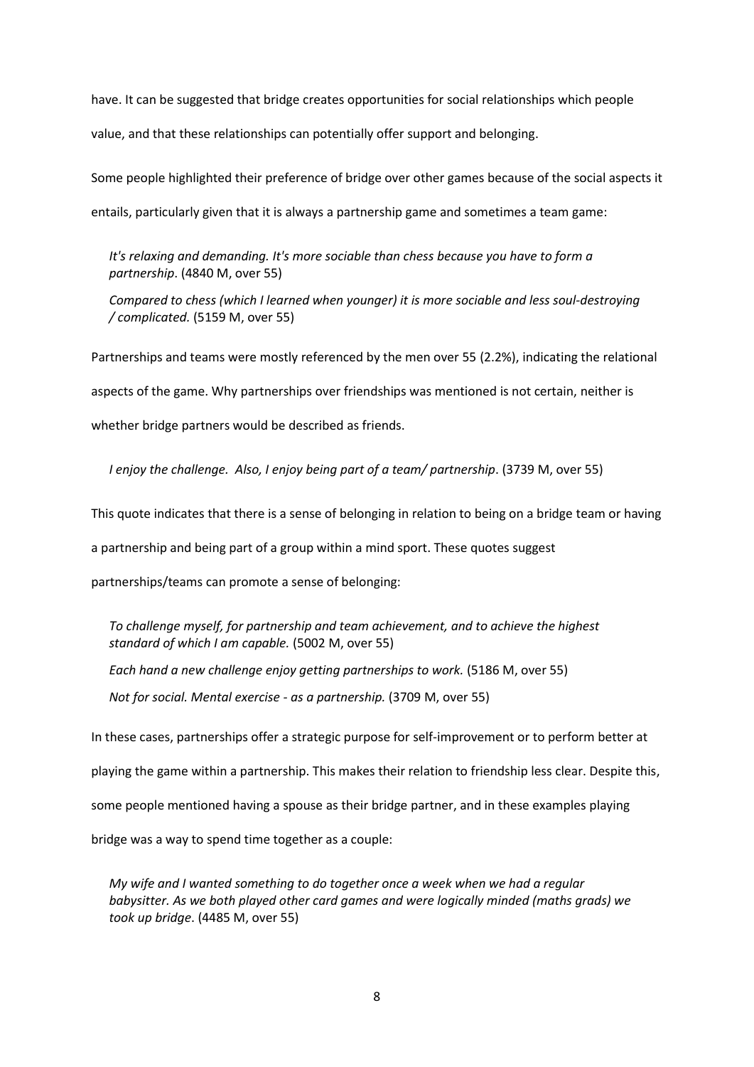have. It can be suggested that bridge creates opportunities for social relationships which people value, and that these relationships can potentially offer support and belonging.

Some people highlighted their preference of bridge over other games because of the social aspects it entails, particularly given that it is always a partnership game and sometimes a team game:

> *It's relaxing and demanding. It's more sociable than chess because you have to form a partnership*. (4840 M, over 55)
>
> *Compared to chess (which I learned when younger) it is more sociable and less soul-destroying / complicated.* (5159 M, over 55)

Partnerships and teams were mostly referenced by the men over 55 (2.2%), indicating the relational aspects of the game. Why partnerships over friendships was mentioned is not certain, neither is whether bridge partners would be described as friends.

> *I enjoy the challenge. Also, I enjoy being part of a team/ partnership*. (3739 M, over 55)

This quote indicates that there is a sense of belonging in relation to being on a bridge team or having a partnership and being part of a group within a mind sport. These quotes suggest partnerships/teams can promote a sense of belonging:

> *To challenge myself, for partnership and team achievement, and to achieve the highest standard of which I am capable.* (5002 M, over 55)
>
> *Each hand a new challenge enjoy getting partnerships to work.* (5186 M, over 55)
>
> *Not for social. Mental exercise - as a partnership.* (3709 M, over 55)

In these cases, partnerships offer a strategic purpose for self-improvement or to perform better at playing the game within a partnership. This makes their relation to friendship less clear. Despite this, some people mentioned having a spouse as their bridge partner, and in these examples playing bridge was a way to spend time together as a couple:

> *My wife and I wanted something to do together once a week when we had a regular babysitter. As we both played other card games and were logically minded (maths grads) we took up bridge*. (4485 M, over 55)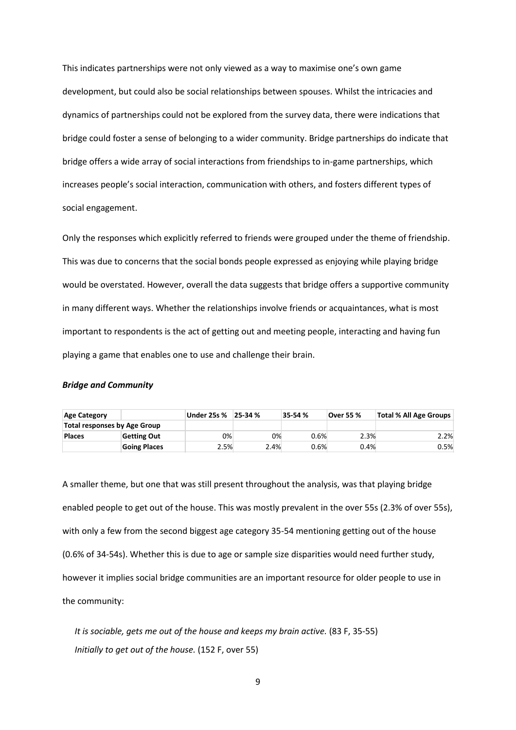This indicates partnerships were not only viewed as a way to maximise one's own game development, but could also be social relationships between spouses. Whilst the intricacies and dynamics of partnerships could not be explored from the survey data, there were indications that bridge could foster a sense of belonging to a wider community. Bridge partnerships do indicate that bridge offers a wide array of social interactions from friendships to in-game partnerships, which increases people's social interaction, communication with others, and fosters different types of social engagement.

Only the responses which explicitly referred to friends were grouped under the theme of friendship. This was due to concerns that the social bonds people expressed as enjoying while playing bridge would be overstated. However, overall the data suggests that bridge offers a supportive community in many different ways. Whether the relationships involve friends or acquaintances, what is most important to respondents is the act of getting out and meeting people, interacting and having fun playing a game that enables one to use and challenge their brain.

***Bridge and Community***

| **Age Category** | | **Under 25s %** | **25-34 %** | **35-54 %** | **Over 55 %** | **Total % All Age Groups** |
|---|---|---|---|---|---|---|
| **Total responses by Age Group** | | | | | | |
| **Places** | **Getting Out** | 0% | 0% | 0.6% | 2.3% | 2.2% |
| | **Going Places** | 2.5% | 2.4% | 0.6% | 0.4% | 0.5% |

A smaller theme, but one that was still present throughout the analysis, was that playing bridge enabled people to get out of the house. This was mostly prevalent in the over 55s (2.3% of over 55s), with only a few from the second biggest age category 35-54 mentioning getting out of the house (0.6% of 34-54s). Whether this is due to age or sample size disparities would need further study, however it implies social bridge communities are an important resource for older people to use in the community:

*It is sociable, gets me out of the house and keeps my brain active.* (83 F, 35-55)
*Initially to get out of the house.* (152 F, over 55)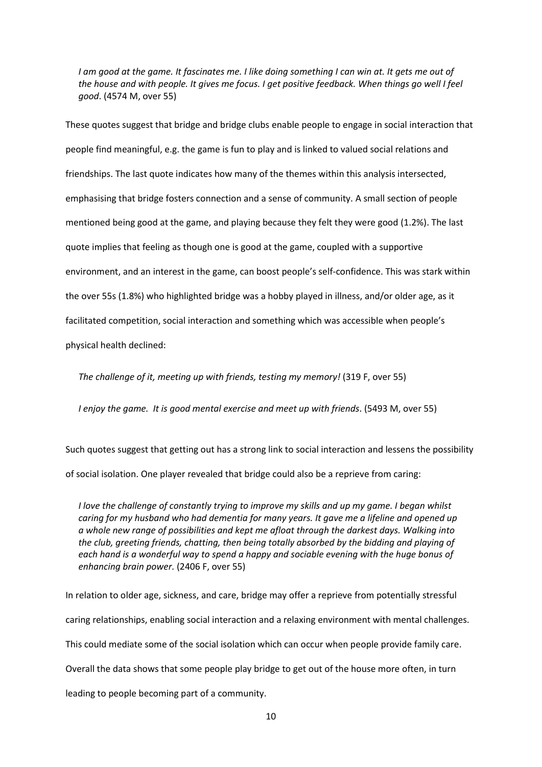*I am good at the game. It fascinates me. I like doing something I can win at. It gets me out of the house and with people. It gives me focus. I get positive feedback. When things go well I feel good*. (4574 M, over 55)

These quotes suggest that bridge and bridge clubs enable people to engage in social interaction that people find meaningful, e.g. the game is fun to play and is linked to valued social relations and friendships. The last quote indicates how many of the themes within this analysis intersected, emphasising that bridge fosters connection and a sense of community. A small section of people mentioned being good at the game, and playing because they felt they were good (1.2%). The last quote implies that feeling as though one is good at the game, coupled with a supportive environment, and an interest in the game, can boost people's self-confidence. This was stark within the over 55s (1.8%) who highlighted bridge was a hobby played in illness, and/or older age, as it facilitated competition, social interaction and something which was accessible when people's physical health declined:

*The challenge of it, meeting up with friends, testing my memory!* (319 F, over 55)

*I enjoy the game. It is good mental exercise and meet up with friends*. (5493 M, over 55)

Such quotes suggest that getting out has a strong link to social interaction and lessens the possibility of social isolation. One player revealed that bridge could also be a reprieve from caring:

*I love the challenge of constantly trying to improve my skills and up my game. I began whilst caring for my husband who had dementia for many years. It gave me a lifeline and opened up a whole new range of possibilities and kept me afloat through the darkest days. Walking into the club, greeting friends, chatting, then being totally absorbed by the bidding and playing of each hand is a wonderful way to spend a happy and sociable evening with the huge bonus of enhancing brain power.* (2406 F, over 55)

In relation to older age, sickness, and care, bridge may offer a reprieve from potentially stressful caring relationships, enabling social interaction and a relaxing environment with mental challenges. This could mediate some of the social isolation which can occur when people provide family care. Overall the data shows that some people play bridge to get out of the house more often, in turn leading to people becoming part of a community.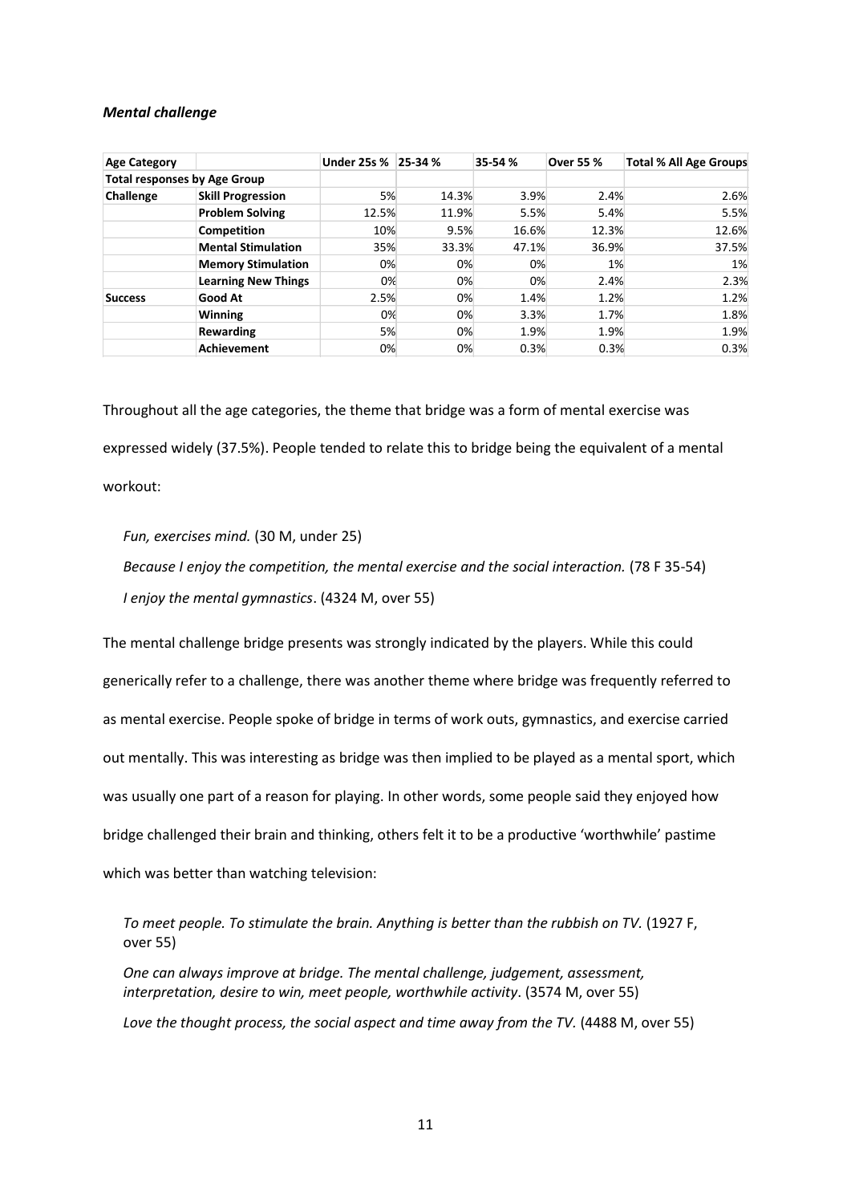***Mental challenge***

| Age Category | | Under 25s % | 25-34 % | 35-54 % | Over 55 % | Total % All Age Groups |
|---|---|---|---|---|---|---|
| **Total responses by Age Group** | | | | | | |
| **Challenge** | **Skill Progression** | 5% | 14.3% | 3.9% | 2.4% | 2.6% |
| | **Problem Solving** | 12.5% | 11.9% | 5.5% | 5.4% | 5.5% |
| | **Competition** | 10% | 9.5% | 16.6% | 12.3% | 12.6% |
| | **Mental Stimulation** | 35% | 33.3% | 47.1% | 36.9% | 37.5% |
| | **Memory Stimulation** | 0% | 0% | 0% | 1% | 1% |
| | **Learning New Things** | 0% | 0% | 0% | 2.4% | 2.3% |
| **Success** | **Good At** | 2.5% | 0% | 1.4% | 1.2% | 1.2% |
| | **Winning** | 0% | 0% | 3.3% | 1.7% | 1.8% |
| | **Rewarding** | 5% | 0% | 1.9% | 1.9% | 1.9% |
| | **Achievement** | 0% | 0% | 0.3% | 0.3% | 0.3% |

Throughout all the age categories, the theme that bridge was a form of mental exercise was expressed widely (37.5%). People tended to relate this to bridge being the equivalent of a mental workout:

> *Fun, exercises mind.* (30 M, under 25)
>
> *Because I enjoy the competition, the mental exercise and the social interaction.* (78 F 35-54)
>
> *I enjoy the mental gymnastics*. (4324 M, over 55)

The mental challenge bridge presents was strongly indicated by the players. While this could generically refer to a challenge, there was another theme where bridge was frequently referred to as mental exercise. People spoke of bridge in terms of work outs, gymnastics, and exercise carried out mentally. This was interesting as bridge was then implied to be played as a mental sport, which was usually one part of a reason for playing. In other words, some people said they enjoyed how bridge challenged their brain and thinking, others felt it to be a productive 'worthwhile' pastime which was better than watching television:

> *To meet people. To stimulate the brain. Anything is better than the rubbish on TV.* (1927 F, over 55)
>
> *One can always improve at bridge. The mental challenge, judgement, assessment, interpretation, desire to win, meet people, worthwhile activity*. (3574 M, over 55)
>
> *Love the thought process, the social aspect and time away from the TV.* (4488 M, over 55)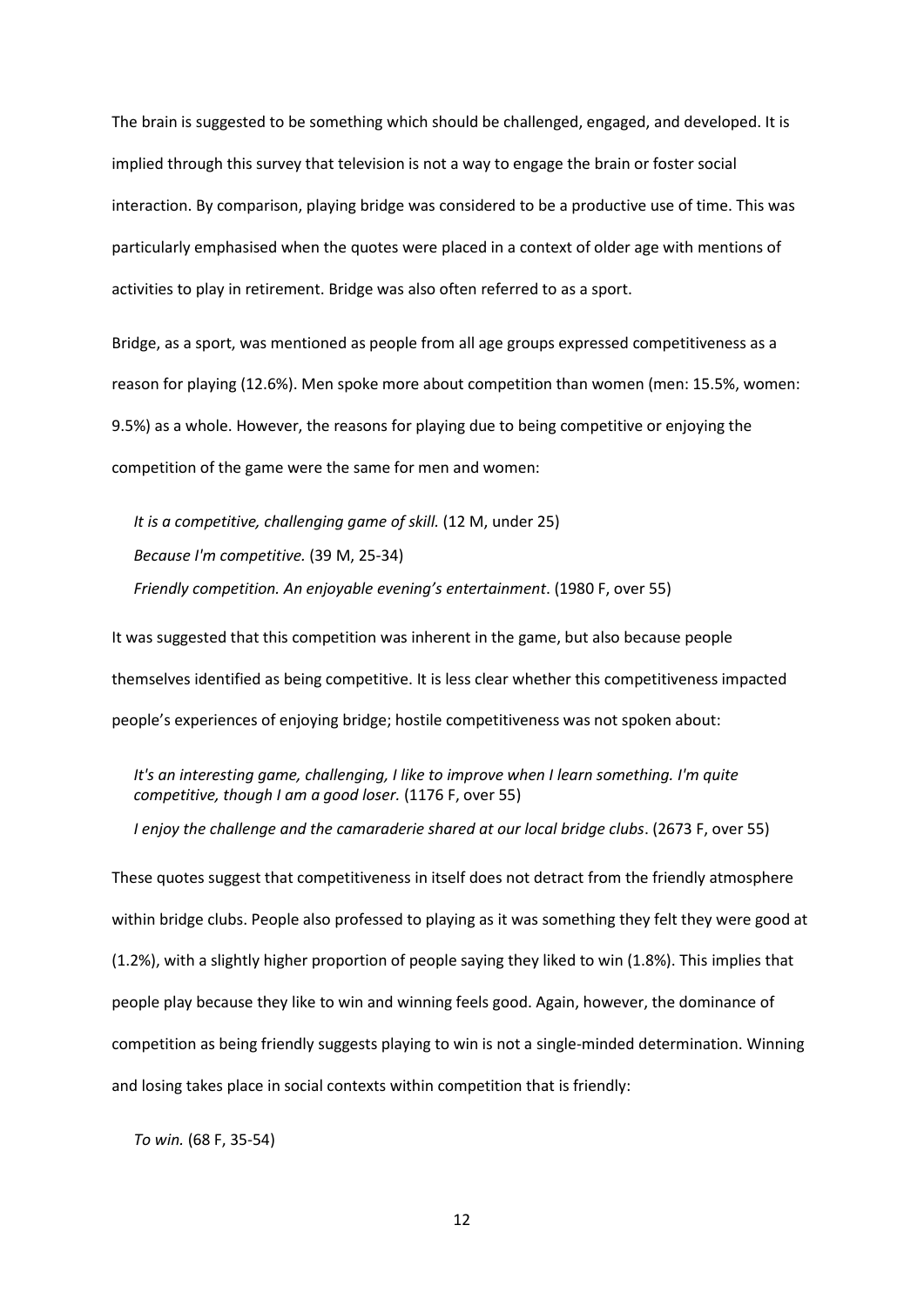The brain is suggested to be something which should be challenged, engaged, and developed. It is implied through this survey that television is not a way to engage the brain or foster social interaction. By comparison, playing bridge was considered to be a productive use of time. This was particularly emphasised when the quotes were placed in a context of older age with mentions of activities to play in retirement. Bridge was also often referred to as a sport.

Bridge, as a sport, was mentioned as people from all age groups expressed competitiveness as a reason for playing (12.6%). Men spoke more about competition than women (men: 15.5%, women: 9.5%) as a whole. However, the reasons for playing due to being competitive or enjoying the competition of the game were the same for men and women:

> *It is a competitive, challenging game of skill.* (12 M, under 25)
>
> *Because I'm competitive.* (39 M, 25-34)
>
> *Friendly competition. An enjoyable evening's entertainment*. (1980 F, over 55)

It was suggested that this competition was inherent in the game, but also because people themselves identified as being competitive. It is less clear whether this competitiveness impacted people's experiences of enjoying bridge; hostile competitiveness was not spoken about:

> *It's an interesting game, challenging, I like to improve when I learn something. I'm quite competitive, though I am a good loser.* (1176 F, over 55)
>
> *I enjoy the challenge and the camaraderie shared at our local bridge clubs*. (2673 F, over 55)

These quotes suggest that competitiveness in itself does not detract from the friendly atmosphere within bridge clubs. People also professed to playing as it was something they felt they were good at (1.2%), with a slightly higher proportion of people saying they liked to win (1.8%). This implies that people play because they like to win and winning feels good. Again, however, the dominance of competition as being friendly suggests playing to win is not a single-minded determination. Winning and losing takes place in social contexts within competition that is friendly:

> *To win.* (68 F, 35-54)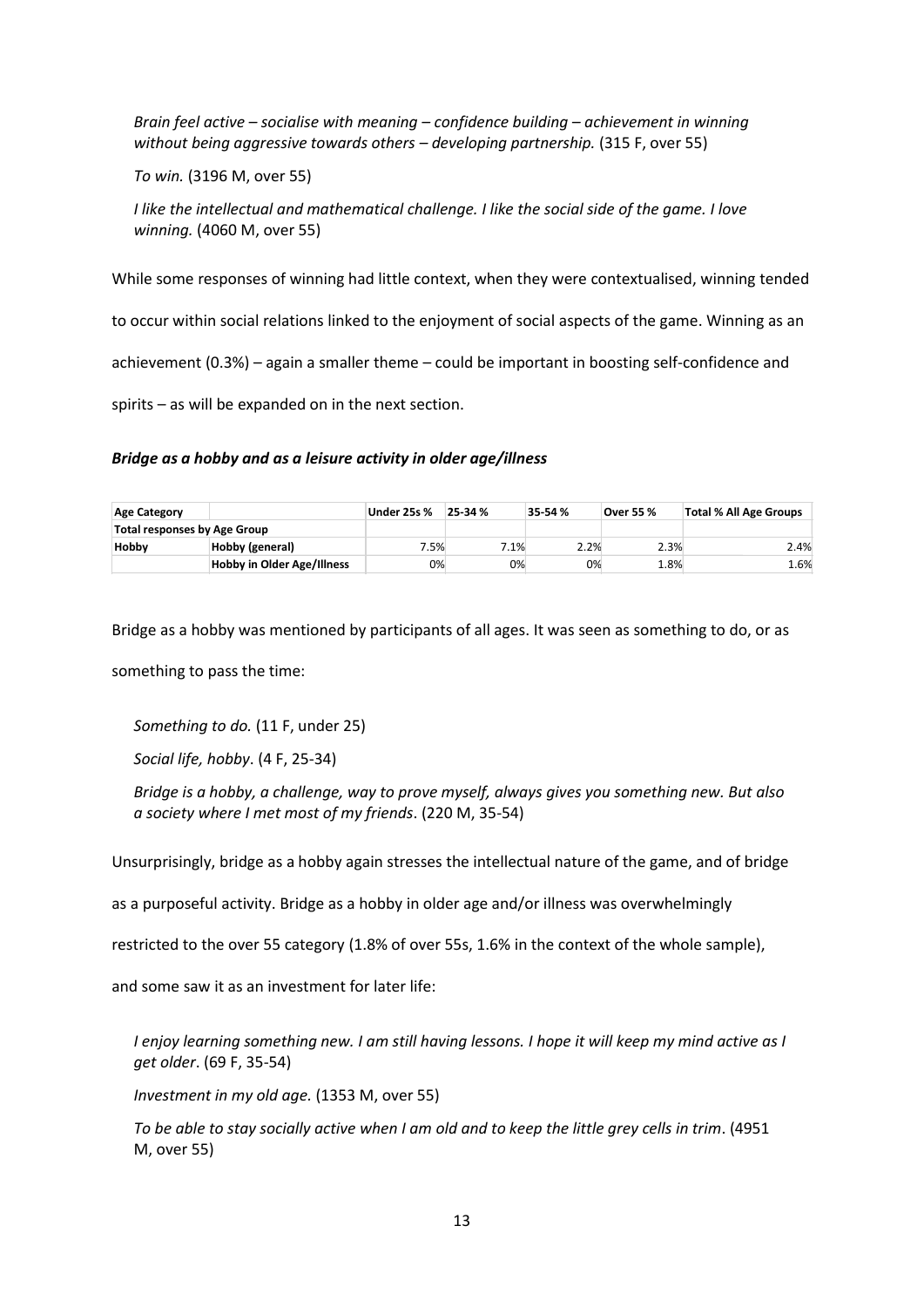*Brain feel active – socialise with meaning – confidence building – achievement in winning without being aggressive towards others – developing partnership.* (315 F, over 55)

*To win.* (3196 M, over 55)

*I like the intellectual and mathematical challenge. I like the social side of the game. I love winning.* (4060 M, over 55)

While some responses of winning had little context, when they were contextualised, winning tended to occur within social relations linked to the enjoyment of social aspects of the game. Winning as an achievement (0.3%) – again a smaller theme – could be important in boosting self-confidence and spirits – as will be expanded on in the next section.

### *Bridge as a hobby and as a leisure activity in older age/illness*

| Age Category | | Under 25s % | 25-34 % | 35-54 % | Over 55 % | Total % All Age Groups |
|---|---|---|---|---|---|---|
| Total responses by Age Group | | | | | | |
| Hobby | Hobby (general) | 7.5% | 7.1% | 2.2% | 2.3% | 2.4% |
| | Hobby in Older Age/Illness | 0% | 0% | 0% | 1.8% | 1.6% |

Bridge as a hobby was mentioned by participants of all ages. It was seen as something to do, or as something to pass the time:

*Something to do.* (11 F, under 25)

*Social life, hobby*. (4 F, 25-34)

*Bridge is a hobby, a challenge, way to prove myself, always gives you something new. But also a society where I met most of my friends*. (220 M, 35-54)

Unsurprisingly, bridge as a hobby again stresses the intellectual nature of the game, and of bridge as a purposeful activity. Bridge as a hobby in older age and/or illness was overwhelmingly restricted to the over 55 category (1.8% of over 55s, 1.6% in the context of the whole sample), and some saw it as an investment for later life:

*I enjoy learning something new. I am still having lessons. I hope it will keep my mind active as I get older*. (69 F, 35-54)

*Investment in my old age.* (1353 M, over 55)

*To be able to stay socially active when I am old and to keep the little grey cells in trim*. (4951 M, over 55)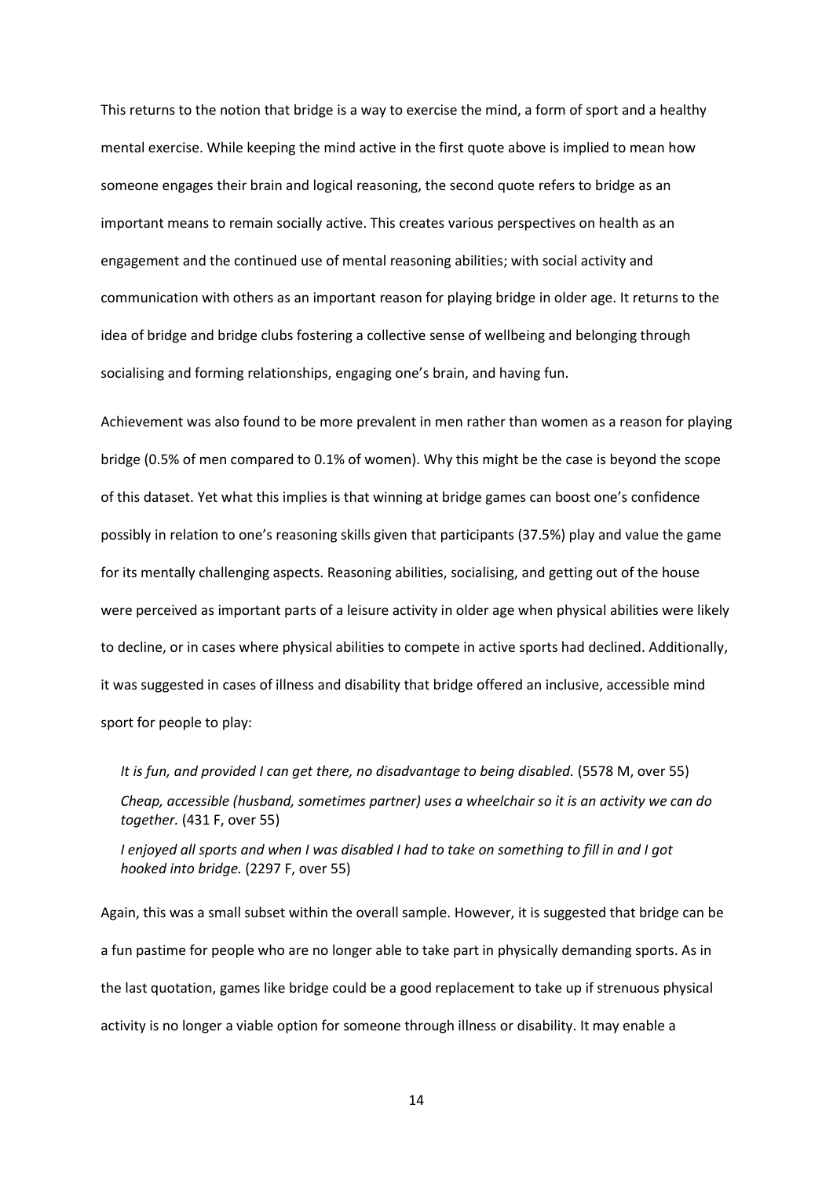This returns to the notion that bridge is a way to exercise the mind, a form of sport and a healthy mental exercise. While keeping the mind active in the first quote above is implied to mean how someone engages their brain and logical reasoning, the second quote refers to bridge as an important means to remain socially active. This creates various perspectives on health as an engagement and the continued use of mental reasoning abilities; with social activity and communication with others as an important reason for playing bridge in older age. It returns to the idea of bridge and bridge clubs fostering a collective sense of wellbeing and belonging through socialising and forming relationships, engaging one's brain, and having fun.

Achievement was also found to be more prevalent in men rather than women as a reason for playing bridge (0.5% of men compared to 0.1% of women). Why this might be the case is beyond the scope of this dataset. Yet what this implies is that winning at bridge games can boost one's confidence possibly in relation to one's reasoning skills given that participants (37.5%) play and value the game for its mentally challenging aspects. Reasoning abilities, socialising, and getting out of the house were perceived as important parts of a leisure activity in older age when physical abilities were likely to decline, or in cases where physical abilities to compete in active sports had declined. Additionally, it was suggested in cases of illness and disability that bridge offered an inclusive, accessible mind sport for people to play:

> *It is fun, and provided I can get there, no disadvantage to being disabled.* (5578 M, over 55)
>
> *Cheap, accessible (husband, sometimes partner) uses a wheelchair so it is an activity we can do together.* (431 F, over 55)
>
> *I enjoyed all sports and when I was disabled I had to take on something to fill in and I got hooked into bridge.* (2297 F, over 55)

Again, this was a small subset within the overall sample. However, it is suggested that bridge can be a fun pastime for people who are no longer able to take part in physically demanding sports. As in the last quotation, games like bridge could be a good replacement to take up if strenuous physical activity is no longer a viable option for someone through illness or disability. It may enable a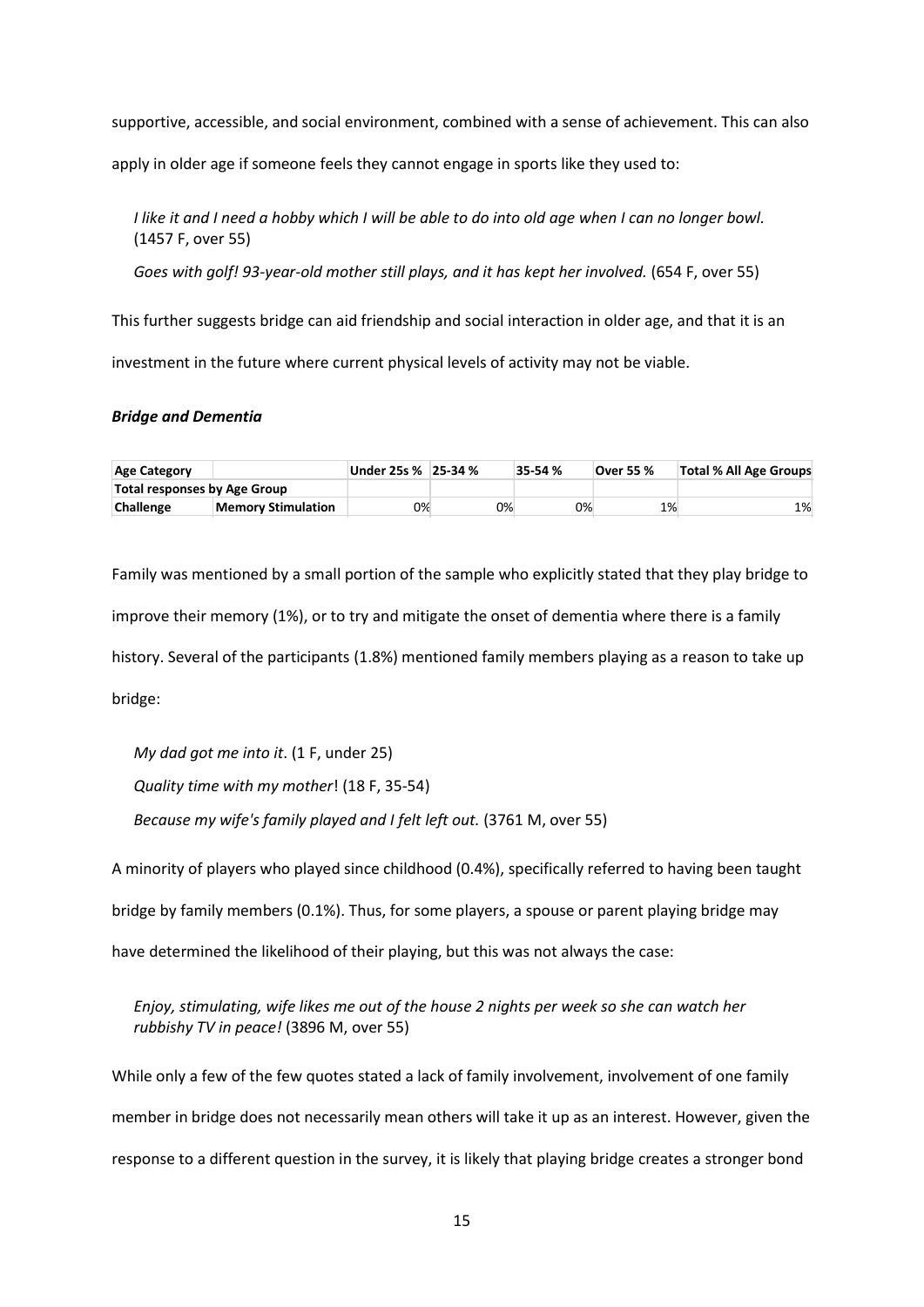supportive, accessible, and social environment, combined with a sense of achievement. This can also apply in older age if someone feels they cannot engage in sports like they used to:

> *I like it and I need a hobby which I will be able to do into old age when I can no longer bowl.* (1457 F, over 55)
>
> *Goes with golf! 93-year-old mother still plays, and it has kept her involved.* (654 F, over 55)

This further suggests bridge can aid friendship and social interaction in older age, and that it is an investment in the future where current physical levels of activity may not be viable.

### ***Bridge and Dementia***

| **Age Category** | | **Under 25s %** | **25-34 %** | **35-54 %** | **Over 55 %** | **Total % All Age Groups** |
|---|---|---|---|---|---|---|
| **Total responses by Age Group** | | | | | | |
| **Challenge** | **Memory Stimulation** | 0% | 0% | 0% | 1% | 1% |

Family was mentioned by a small portion of the sample who explicitly stated that they play bridge to improve their memory (1%), or to try and mitigate the onset of dementia where there is a family history. Several of the participants (1.8%) mentioned family members playing as a reason to take up bridge:

> *My dad got me into it*. (1 F, under 25)
>
> *Quality time with my mother*! (18 F, 35-54)
>
> *Because my wife's family played and I felt left out.* (3761 M, over 55)

A minority of players who played since childhood (0.4%), specifically referred to having been taught bridge by family members (0.1%). Thus, for some players, a spouse or parent playing bridge may have determined the likelihood of their playing, but this was not always the case:

> *Enjoy, stimulating, wife likes me out of the house 2 nights per week so she can watch her rubbishy TV in peace!* (3896 M, over 55)

While only a few of the few quotes stated a lack of family involvement, involvement of one family member in bridge does not necessarily mean others will take it up as an interest. However, given the response to a different question in the survey, it is likely that playing bridge creates a stronger bond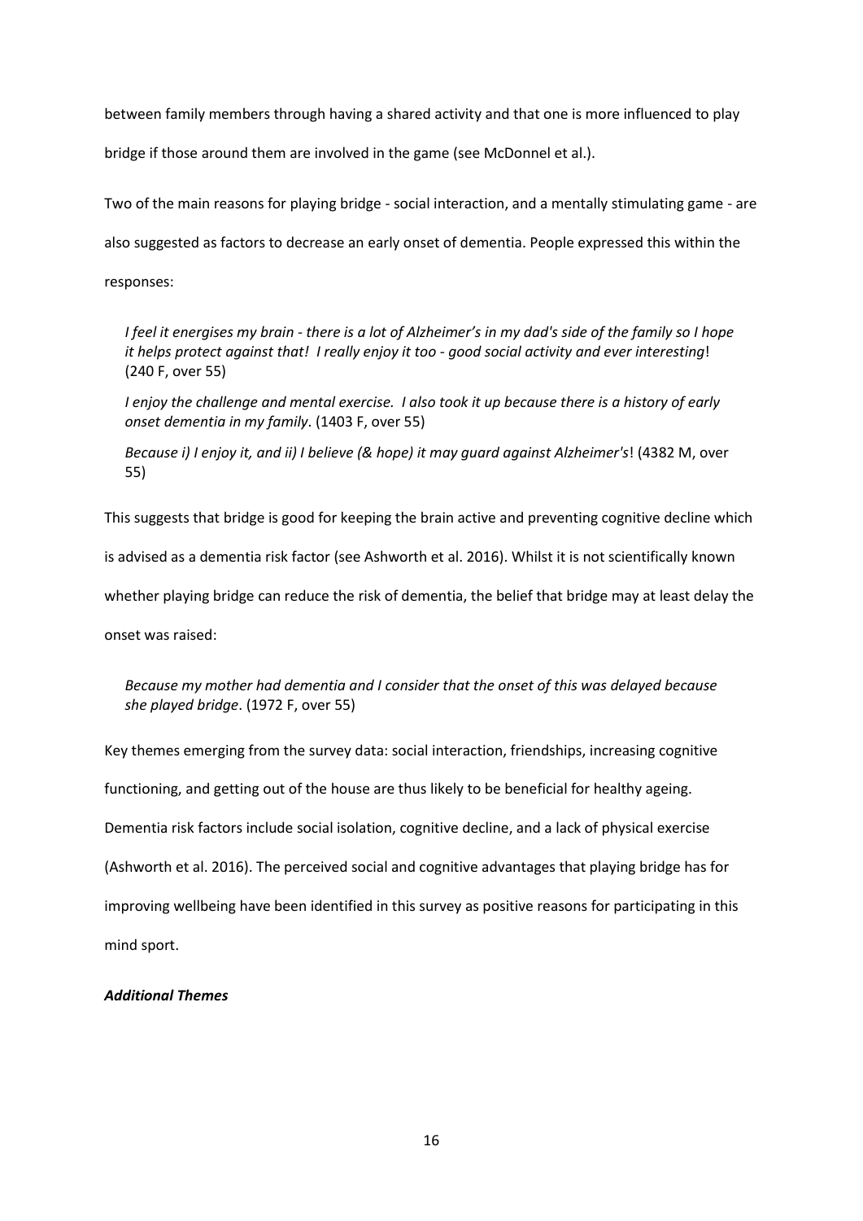between family members through having a shared activity and that one is more influenced to play bridge if those around them are involved in the game (see McDonnel et al.).

Two of the main reasons for playing bridge - social interaction, and a mentally stimulating game - are also suggested as factors to decrease an early onset of dementia. People expressed this within the responses:

> *I feel it energises my brain - there is a lot of Alzheimer's in my dad's side of the family so I hope it helps protect against that! I really enjoy it too - good social activity and ever interesting*! (240 F, over 55)
>
> *I enjoy the challenge and mental exercise. I also took it up because there is a history of early onset dementia in my family*. (1403 F, over 55)
>
> *Because i) I enjoy it, and ii) I believe (& hope) it may guard against Alzheimer's*! (4382 M, over 55)

This suggests that bridge is good for keeping the brain active and preventing cognitive decline which is advised as a dementia risk factor (see Ashworth et al. 2016). Whilst it is not scientifically known whether playing bridge can reduce the risk of dementia, the belief that bridge may at least delay the onset was raised:

> *Because my mother had dementia and I consider that the onset of this was delayed because she played bridge*. (1972 F, over 55)

Key themes emerging from the survey data: social interaction, friendships, increasing cognitive functioning, and getting out of the house are thus likely to be beneficial for healthy ageing. Dementia risk factors include social isolation, cognitive decline, and a lack of physical exercise (Ashworth et al. 2016). The perceived social and cognitive advantages that playing bridge has for improving wellbeing have been identified in this survey as positive reasons for participating in this mind sport.

***Additional Themes***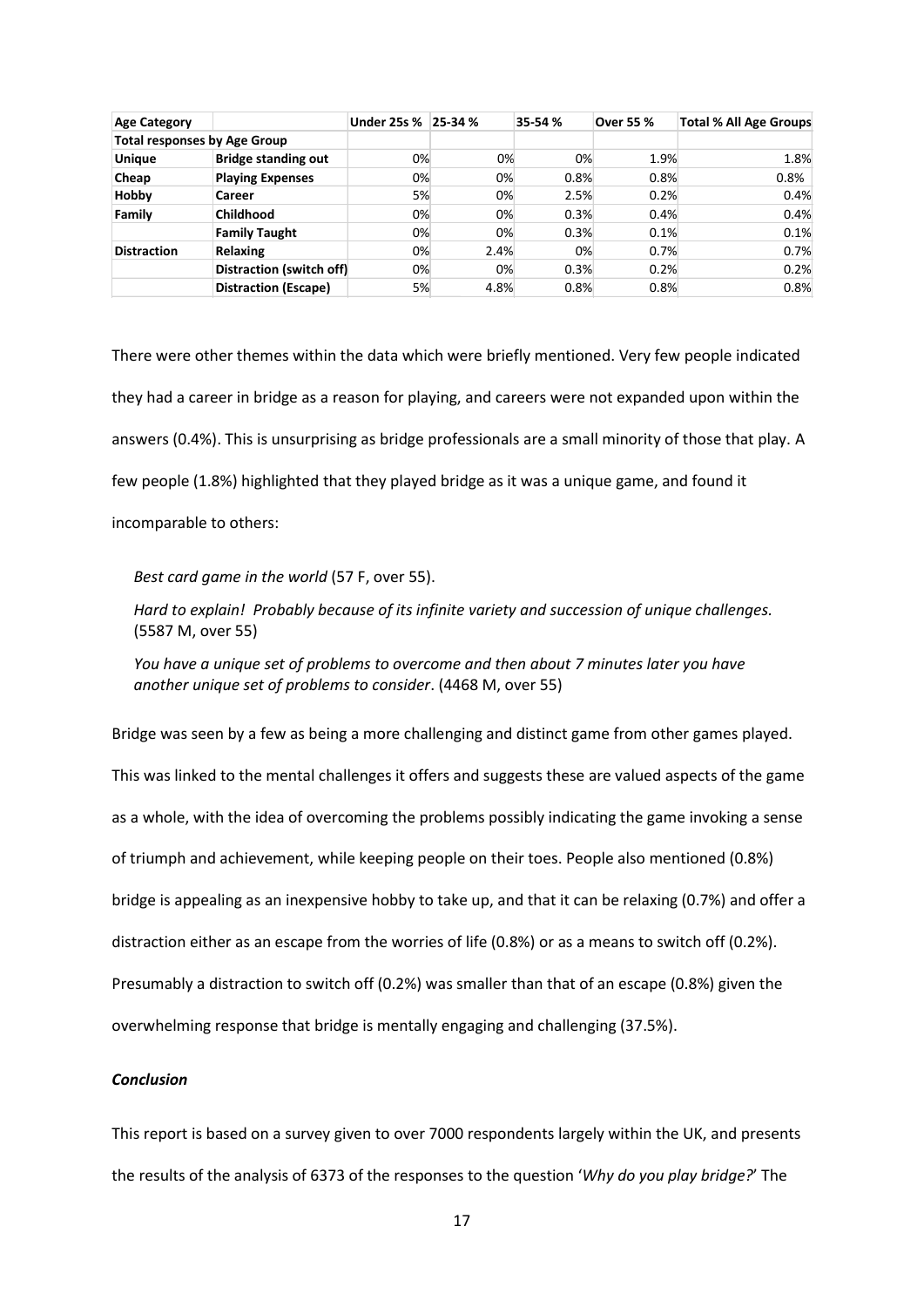| Age Category | | Under 25s % | 25-34 % | 35-54 % | Over 55 % | Total % All Age Groups |
|---|---|---|---|---|---|---|
| **Total responses by Age Group** | | | | | | |
| **Unique** | **Bridge standing out** | 0% | 0% | 0% | 1.9% | 1.8% |
| **Cheap** | **Playing Expenses** | 0% | 0% | 0.8% | 0.8% | 0.8% |
| **Hobby** | **Career** | 5% | 0% | 2.5% | 0.2% | 0.4% |
| **Family** | **Childhood** | 0% | 0% | 0.3% | 0.4% | 0.4% |
| | **Family Taught** | 0% | 0% | 0.3% | 0.1% | 0.1% |
| **Distraction** | **Relaxing** | 0% | 2.4% | 0% | 0.7% | 0.7% |
| | **Distraction (switch off)** | 0% | 0% | 0.3% | 0.2% | 0.2% |
| | **Distraction (Escape)** | 5% | 4.8% | 0.8% | 0.8% | 0.8% |

There were other themes within the data which were briefly mentioned. Very few people indicated they had a career in bridge as a reason for playing, and careers were not expanded upon within the answers (0.4%). This is unsurprising as bridge professionals are a small minority of those that play. A few people (1.8%) highlighted that they played bridge as it was a unique game, and found it incomparable to others:

> *Best card game in the world* (57 F, over 55).
>
> *Hard to explain! Probably because of its infinite variety and succession of unique challenges.* (5587 M, over 55)
>
> *You have a unique set of problems to overcome and then about 7 minutes later you have another unique set of problems to consider*. (4468 M, over 55)

Bridge was seen by a few as being a more challenging and distinct game from other games played. This was linked to the mental challenges it offers and suggests these are valued aspects of the game as a whole, with the idea of overcoming the problems possibly indicating the game invoking a sense of triumph and achievement, while keeping people on their toes. People also mentioned (0.8%) bridge is appealing as an inexpensive hobby to take up, and that it can be relaxing (0.7%) and offer a distraction either as an escape from the worries of life (0.8%) or as a means to switch off (0.2%). Presumably a distraction to switch off (0.2%) was smaller than that of an escape (0.8%) given the overwhelming response that bridge is mentally engaging and challenging (37.5%).

### *Conclusion*

This report is based on a survey given to over 7000 respondents largely within the UK, and presents the results of the analysis of 6373 of the responses to the question '*Why do you play bridge?*' The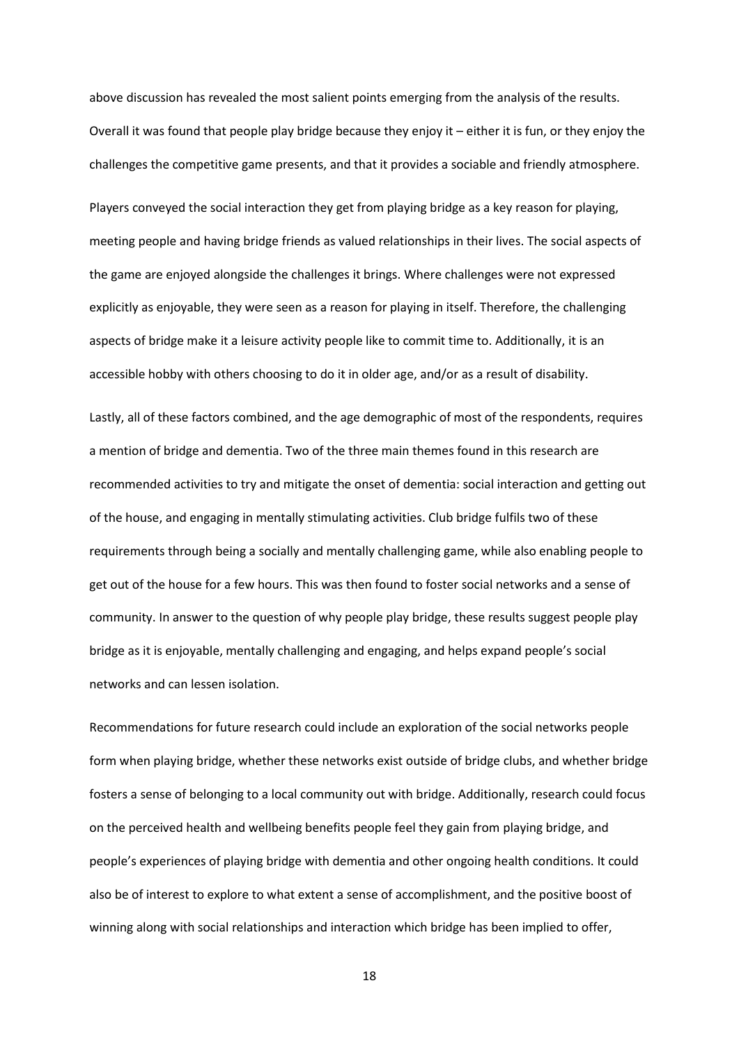above discussion has revealed the most salient points emerging from the analysis of the results. Overall it was found that people play bridge because they enjoy it – either it is fun, or they enjoy the challenges the competitive game presents, and that it provides a sociable and friendly atmosphere.

Players conveyed the social interaction they get from playing bridge as a key reason for playing, meeting people and having bridge friends as valued relationships in their lives. The social aspects of the game are enjoyed alongside the challenges it brings. Where challenges were not expressed explicitly as enjoyable, they were seen as a reason for playing in itself. Therefore, the challenging aspects of bridge make it a leisure activity people like to commit time to. Additionally, it is an accessible hobby with others choosing to do it in older age, and/or as a result of disability.

Lastly, all of these factors combined, and the age demographic of most of the respondents, requires a mention of bridge and dementia. Two of the three main themes found in this research are recommended activities to try and mitigate the onset of dementia: social interaction and getting out of the house, and engaging in mentally stimulating activities. Club bridge fulfils two of these requirements through being a socially and mentally challenging game, while also enabling people to get out of the house for a few hours. This was then found to foster social networks and a sense of community. In answer to the question of why people play bridge, these results suggest people play bridge as it is enjoyable, mentally challenging and engaging, and helps expand people's social networks and can lessen isolation.

Recommendations for future research could include an exploration of the social networks people form when playing bridge, whether these networks exist outside of bridge clubs, and whether bridge fosters a sense of belonging to a local community out with bridge. Additionally, research could focus on the perceived health and wellbeing benefits people feel they gain from playing bridge, and people's experiences of playing bridge with dementia and other ongoing health conditions. It could also be of interest to explore to what extent a sense of accomplishment, and the positive boost of winning along with social relationships and interaction which bridge has been implied to offer,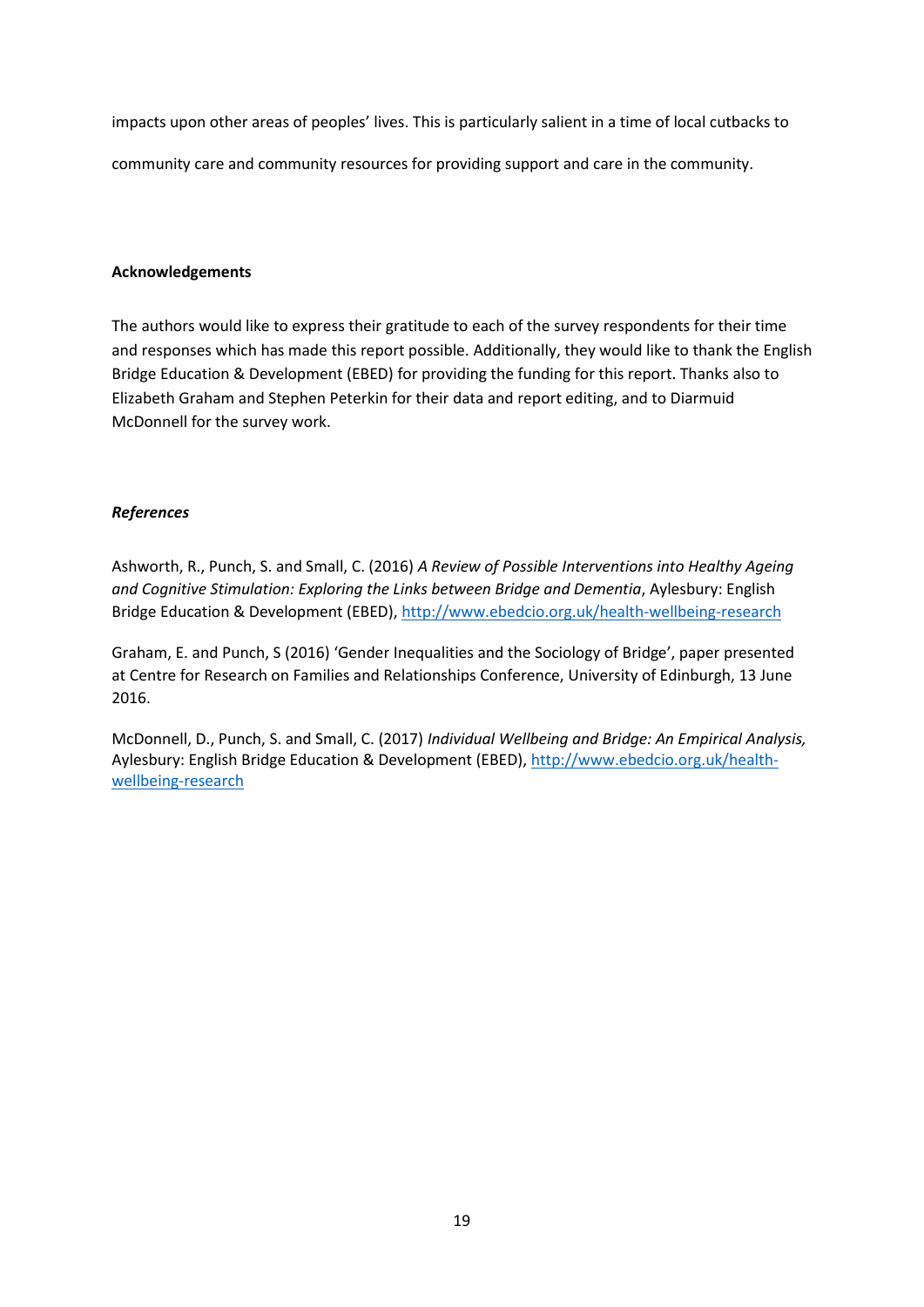impacts upon other areas of peoples' lives. This is particularly salient in a time of local cutbacks to community care and community resources for providing support and care in the community.

**Acknowledgements**

The authors would like to express their gratitude to each of the survey respondents for their time and responses which has made this report possible. Additionally, they would like to thank the English Bridge Education & Development (EBED) for providing the funding for this report. Thanks also to Elizabeth Graham and Stephen Peterkin for their data and report editing, and to Diarmuid McDonnell for the survey work.

***References***

Ashworth, R., Punch, S. and Small, C. (2016) *A Review of Possible Interventions into Healthy Ageing and Cognitive Stimulation: Exploring the Links between Bridge and Dementia*, Aylesbury: English Bridge Education & Development (EBED), http://www.ebedcio.org.uk/health-wellbeing-research

Graham, E. and Punch, S (2016) 'Gender Inequalities and the Sociology of Bridge', paper presented at Centre for Research on Families and Relationships Conference, University of Edinburgh, 13 June 2016.

McDonnell, D., Punch, S. and Small, C. (2017) *Individual Wellbeing and Bridge: An Empirical Analysis,* Aylesbury: English Bridge Education & Development (EBED), http://www.ebedcio.org.uk/health-wellbeing-research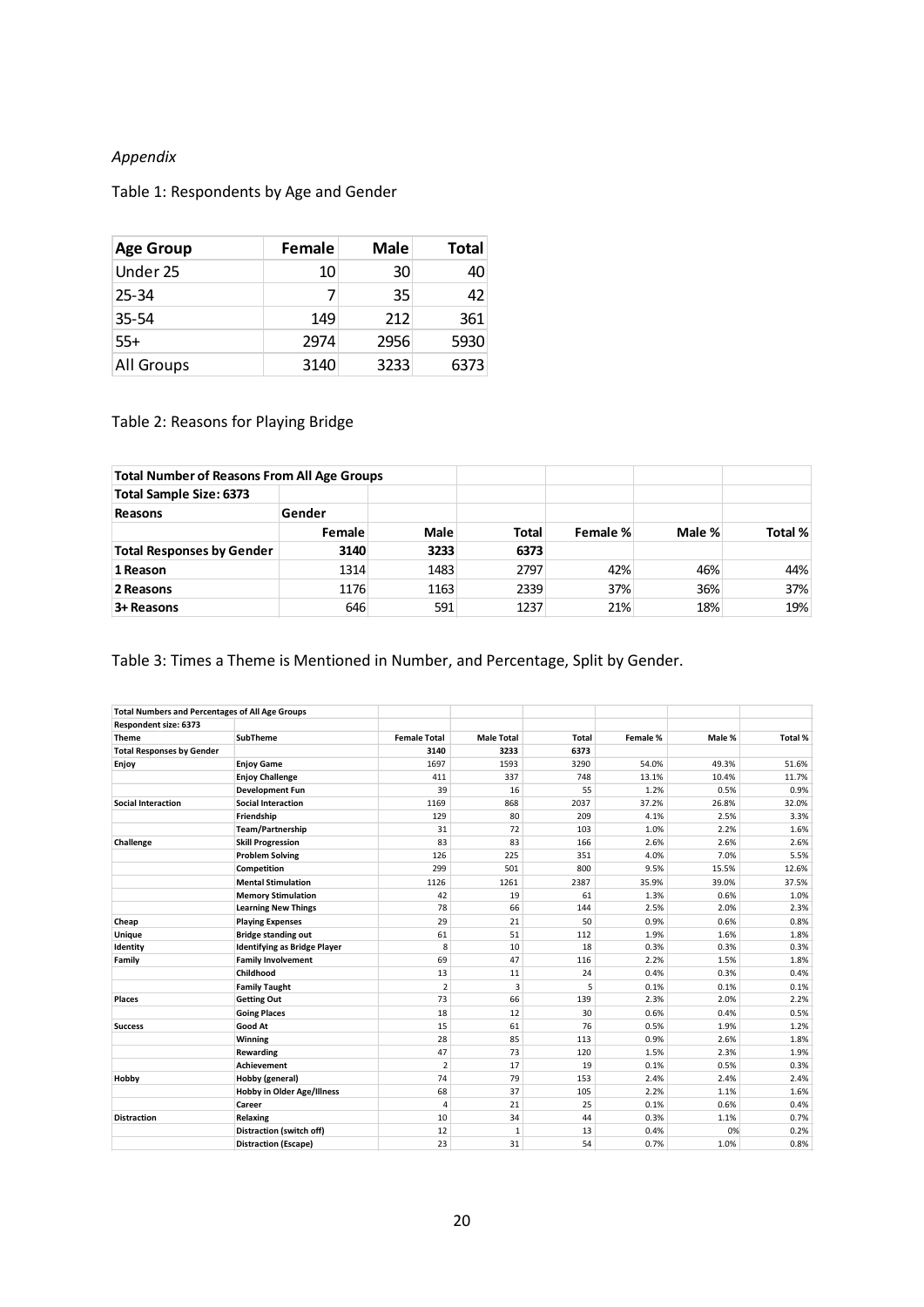*Appendix*

Table 1: Respondents by Age and Gender

| Age Group | Female | Male | Total |
|---|---|---|---|
| Under 25 | 10 | 30 | 40 |
| 25-34 | 7 | 35 | 42 |
| 35-54 | 149 | 212 | 361 |
| 55+ | 2974 | 2956 | 5930 |
| All Groups | 3140 | 3233 | 6373 |

Table 2: Reasons for Playing Bridge

| Total Number of Reasons From All Age Groups | | | | | | |
|---|---|---|---|---|---|---|
| **Total Sample Size: 6373** | | | | | | |
| **Reasons** | **Gender** | | | | | |
| | **Female** | **Male** | **Total** | **Female %** | **Male %** | **Total %** |
| **Total Responses by Gender** | **3140** | **3233** | **6373** | | | |
| **1 Reason** | 1314 | 1483 | 2797 | 42% | 46% | 44% |
| **2 Reasons** | 1176 | 1163 | 2339 | 37% | 36% | 37% |
| **3+ Reasons** | 646 | 591 | 1237 | 21% | 18% | 19% |

Table 3: Times a Theme is Mentioned in Number, and Percentage, Split by Gender.

| Total Numbers and Percentages of All Age Groups | | | | | | | |
|---|---|---|---|---|---|---|---|
| **Respondent size: 6373** | | | | | | | |
| **Theme** | **SubTheme** | **Female Total** | **Male Total** | **Total** | **Female %** | **Male %** | **Total %** |
| **Total Responses by Gender** | | **3140** | **3233** | **6373** | | | |
| **Enjoy** | **Enjoy Game** | 1697 | 1593 | 3290 | 54.0% | 49.3% | 51.6% |
| | **Enjoy Challenge** | 411 | 337 | 748 | 13.1% | 10.4% | 11.7% |
| | **Development Fun** | 39 | 16 | 55 | 1.2% | 0.5% | 0.9% |
| **Social Interaction** | **Social Interaction** | 1169 | 868 | 2037 | 37.2% | 26.8% | 32.0% |
| | **Friendship** | 129 | 80 | 209 | 4.1% | 2.5% | 3.3% |
| | **Team/Partnership** | 31 | 72 | 103 | 1.0% | 2.2% | 1.6% |
| **Challenge** | **Skill Progression** | 83 | 83 | 166 | 2.6% | 2.6% | 2.6% |
| | **Problem Solving** | 126 | 225 | 351 | 4.0% | 7.0% | 5.5% |
| | **Competition** | 299 | 501 | 800 | 9.5% | 15.5% | 12.6% |
| | **Mental Stimulation** | 1126 | 1261 | 2387 | 35.9% | 39.0% | 37.5% |
| | **Memory Stimulation** | 42 | 19 | 61 | 1.3% | 0.6% | 1.0% |
| | **Learning New Things** | 78 | 66 | 144 | 2.5% | 2.0% | 2.3% |
| **Cheap** | **Playing Expenses** | 29 | 21 | 50 | 0.9% | 0.6% | 0.8% |
| **Unique** | **Bridge standing out** | 61 | 51 | 112 | 1.9% | 1.6% | 1.8% |
| **Identity** | **Identifying as Bridge Player** | 8 | 10 | 18 | 0.3% | 0.3% | 0.3% |
| **Family** | **Family Involvement** | 69 | 47 | 116 | 2.2% | 1.5% | 1.8% |
| | **Childhood** | 13 | 11 | 24 | 0.4% | 0.3% | 0.4% |
| | **Family Taught** | 2 | 3 | 5 | 0.1% | 0.1% | 0.1% |
| **Places** | **Getting Out** | 73 | 66 | 139 | 2.3% | 2.0% | 2.2% |
| | **Going Places** | 18 | 12 | 30 | 0.6% | 0.4% | 0.5% |
| **Success** | **Good At** | 15 | 61 | 76 | 0.5% | 1.9% | 1.2% |
| | **Winning** | 28 | 85 | 113 | 0.9% | 2.6% | 1.8% |
| | **Rewarding** | 47 | 73 | 120 | 1.5% | 2.3% | 1.9% |
| | **Achievement** | 2 | 17 | 19 | 0.1% | 0.5% | 0.3% |
| **Hobby** | **Hobby (general)** | 74 | 79 | 153 | 2.4% | 2.4% | 2.4% |
| | **Hobby in Older Age/Illness** | 68 | 37 | 105 | 2.2% | 1.1% | 1.6% |
| | **Career** | 4 | 21 | 25 | 0.1% | 0.6% | 0.4% |
| **Distraction** | **Relaxing** | 10 | 34 | 44 | 0.3% | 1.1% | 0.7% |
| | **Distraction (switch off)** | 12 | 1 | 13 | 0.4% | 0% | 0.2% |
| | **Distraction (Escape)** | 23 | 31 | 54 | 0.7% | 1.0% | 0.8% |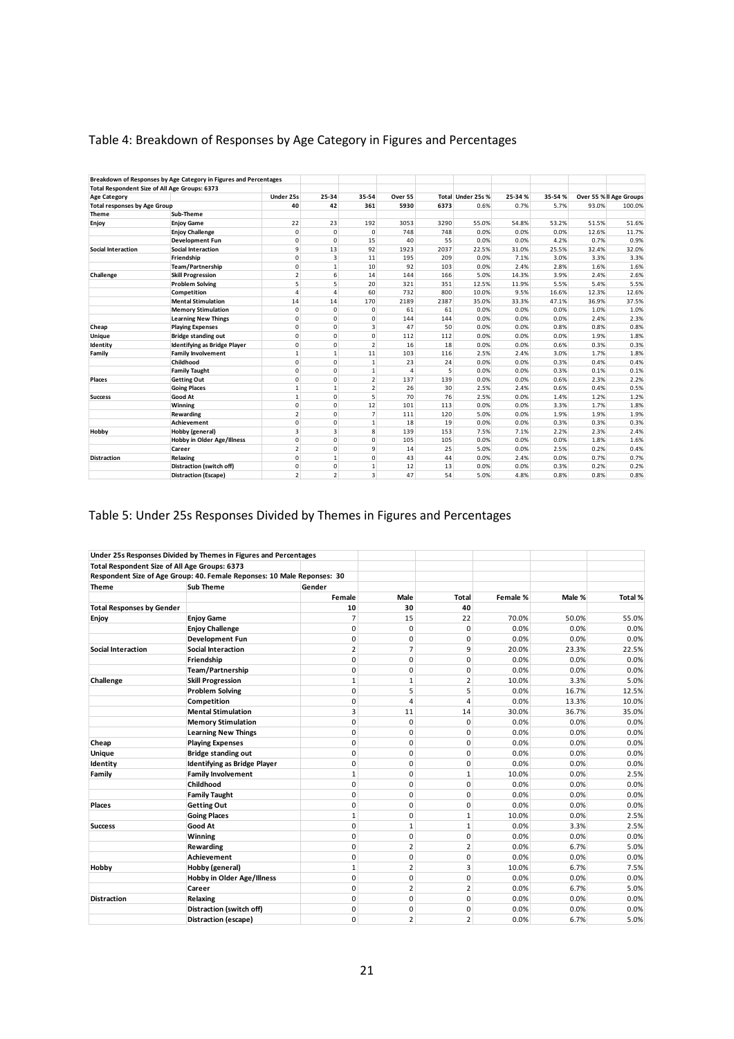## Table 4: Breakdown of Responses by Age Category in Figures and Percentages

| Breakdown of Responses by Age Category in Figures and Percentages | | | | | | | | | | | |
|---|---|---|---|---|---|---|---|---|---|---|---|
| Total Respondent Size of All Age Groups: 6373 | | | | | | | | | | | |
| **Age Category** | | **Under 25s** | **25-34** | **35-54** | **Over 55** | **Total** | **Under 25s %** | **25-34 %** | **35-54 %** | **Over 55 %** | **All Age Groups** |
| **Total responses by Age Group** | | **40** | **42** | **361** | **5930** | **6373** | 0.6% | 0.7% | 5.7% | 93.0% | 100.0% |
| **Theme** | **Sub-Theme** | | | | | | | | | | |
| **Enjoy** | **Enjoy Game** | 22 | 23 | 192 | 3053 | 3290 | 55.0% | 54.8% | 53.2% | 51.5% | 51.6% |
| | **Enjoy Challenge** | 0 | 0 | 0 | 748 | 748 | 0.0% | 0.0% | 0.0% | 12.6% | 11.7% |
| | **Development Fun** | 0 | 0 | 15 | 40 | 55 | 0.0% | 0.0% | 4.2% | 0.7% | 0.9% |
| **Social Interaction** | **Social Interaction** | 9 | 13 | 92 | 1923 | 2037 | 22.5% | 31.0% | 25.5% | 32.4% | 32.0% |
| | **Friendship** | 0 | 3 | 11 | 195 | 209 | 0.0% | 7.1% | 3.0% | 3.3% | 3.3% |
| | **Team/Partnership** | 0 | 1 | 10 | 92 | 103 | 0.0% | 2.4% | 2.8% | 1.6% | 1.6% |
| **Challenge** | **Skill Progression** | 2 | 6 | 14 | 144 | 166 | 5.0% | 14.3% | 3.9% | 2.4% | 2.6% |
| | **Problem Solving** | 5 | 5 | 20 | 321 | 351 | 12.5% | 11.9% | 5.5% | 5.4% | 5.5% |
| | **Competition** | 4 | 4 | 60 | 732 | 800 | 10.0% | 9.5% | 16.6% | 12.3% | 12.6% |
| | **Mental Stimulation** | 14 | 14 | 170 | 2189 | 2387 | 35.0% | 33.3% | 47.1% | 36.9% | 37.5% |
| | **Memory Stimulation** | 0 | 0 | 0 | 61 | 61 | 0.0% | 0.0% | 0.0% | 1.0% | 1.0% |
| | **Learning New Things** | 0 | 0 | 0 | 144 | 144 | 0.0% | 0.0% | 0.0% | 2.4% | 2.3% |
| **Cheap** | **Playing Expenses** | 0 | 0 | 3 | 47 | 50 | 0.0% | 0.0% | 0.8% | 0.8% | 0.8% |
| **Unique** | **Bridge standing out** | 0 | 0 | 0 | 112 | 112 | 0.0% | 0.0% | 0.0% | 1.9% | 1.8% |
| **Identity** | **Identifying as Bridge Player** | 0 | 0 | 2 | 16 | 18 | 0.0% | 0.0% | 0.6% | 0.3% | 0.3% |
| **Family** | **Family Involvement** | 1 | 1 | 11 | 103 | 116 | 2.5% | 2.4% | 3.0% | 1.7% | 1.8% |
| | **Childhood** | 0 | 0 | 1 | 23 | 24 | 0.0% | 0.0% | 0.3% | 0.4% | 0.4% |
| | **Family Taught** | 0 | 0 | 1 | 4 | 5 | 0.0% | 0.0% | 0.3% | 0.1% | 0.1% |
| **Places** | **Getting Out** | 0 | 0 | 2 | 137 | 139 | 0.0% | 0.0% | 0.6% | 2.3% | 2.2% |
| | **Going Places** | 1 | 1 | 2 | 26 | 30 | 2.5% | 2.4% | 0.6% | 0.4% | 0.5% |
| **Success** | **Good At** | 1 | 0 | 5 | 70 | 76 | 2.5% | 0.0% | 1.4% | 1.2% | 1.2% |
| | **Winning** | 0 | 0 | 12 | 101 | 113 | 0.0% | 0.0% | 3.3% | 1.7% | 1.8% |
| | **Rewarding** | 2 | 0 | 7 | 111 | 120 | 5.0% | 0.0% | 1.9% | 1.9% | 1.9% |
| | **Achievement** | 0 | 0 | 1 | 18 | 19 | 0.0% | 0.0% | 0.3% | 0.3% | 0.3% |
| **Hobby** | **Hobby (general)** | 3 | 3 | 8 | 139 | 153 | 7.5% | 7.1% | 2.2% | 2.3% | 2.4% |
| | **Hobby in Older Age/Illness** | 0 | 0 | 0 | 105 | 105 | 0.0% | 0.0% | 0.0% | 1.8% | 1.6% |
| | **Career** | 2 | 0 | 9 | 14 | 25 | 5.0% | 0.0% | 2.5% | 0.2% | 0.4% |
| **Distraction** | **Relaxing** | 0 | 1 | 0 | 43 | 44 | 0.0% | 2.4% | 0.0% | 0.7% | 0.7% |
| | **Distraction (switch off)** | 0 | 0 | 1 | 12 | 13 | 0.0% | 0.0% | 0.3% | 0.2% | 0.2% |
| | **Distraction (Escape)** | 2 | 2 | 3 | 47 | 54 | 5.0% | 4.8% | 0.8% | 0.8% | 0.8% |

## Table 5: Under 25s Responses Divided by Themes in Figures and Percentages

| Under 25s Responses Divided by Themes in Figures and Percentages | | | | | | | |
|---|---|---|---|---|---|---|---|
| Total Respondent Size of All Age Groups: 6373 | | | | | | | |
| Respondent Size of Age Group: 40. Female Reponses: 10 Male Reponses: 30 | | | | | | | |
| **Theme** | **Sub Theme** | **Gender** | | | | | |
| | | **Female** | **Male** | **Total** | **Female %** | **Male %** | **Total %** |
| **Total Responses by Gender** | | **10** | **30** | **40** | | | |
| **Enjoy** | **Enjoy Game** | 7 | 15 | 22 | 70.0% | 50.0% | 55.0% |
| | **Enjoy Challenge** | 0 | 0 | 0 | 0.0% | 0.0% | 0.0% |
| | **Development Fun** | 0 | 0 | 0 | 0.0% | 0.0% | 0.0% |
| **Social Interaction** | **Social Interaction** | 2 | 7 | 9 | 20.0% | 23.3% | 22.5% |
| | **Friendship** | 0 | 0 | 0 | 0.0% | 0.0% | 0.0% |
| | **Team/Partnership** | 0 | 0 | 0 | 0.0% | 0.0% | 0.0% |
| **Challenge** | **Skill Progression** | 1 | 1 | 2 | 10.0% | 3.3% | 5.0% |
| | **Problem Solving** | 0 | 5 | 5 | 0.0% | 16.7% | 12.5% |
| | **Competition** | 0 | 4 | 4 | 0.0% | 13.3% | 10.0% |
| | **Mental Stimulation** | 3 | 11 | 14 | 30.0% | 36.7% | 35.0% |
| | **Memory Stimulation** | 0 | 0 | 0 | 0.0% | 0.0% | 0.0% |
| | **Learning New Things** | 0 | 0 | 0 | 0.0% | 0.0% | 0.0% |
| **Cheap** | **Playing Expenses** | 0 | 0 | 0 | 0.0% | 0.0% | 0.0% |
| **Unique** | **Bridge standing out** | 0 | 0 | 0 | 0.0% | 0.0% | 0.0% |
| **Identity** | **Identifying as Bridge Player** | 0 | 0 | 0 | 0.0% | 0.0% | 0.0% |
| **Family** | **Family Involvement** | 1 | 0 | 1 | 10.0% | 0.0% | 2.5% |
| | **Childhood** | 0 | 0 | 0 | 0.0% | 0.0% | 0.0% |
| | **Family Taught** | 0 | 0 | 0 | 0.0% | 0.0% | 0.0% |
| **Places** | **Getting Out** | 0 | 0 | 0 | 0.0% | 0.0% | 0.0% |
| | **Going Places** | 1 | 0 | 1 | 10.0% | 0.0% | 2.5% |
| **Success** | **Good At** | 0 | 1 | 1 | 0.0% | 3.3% | 2.5% |
| | **Winning** | 0 | 0 | 0 | 0.0% | 0.0% | 0.0% |
| | **Rewarding** | 0 | 2 | 2 | 0.0% | 6.7% | 5.0% |
| | **Achievement** | 0 | 0 | 0 | 0.0% | 0.0% | 0.0% |
| **Hobby** | **Hobby (general)** | 1 | 2 | 3 | 10.0% | 6.7% | 7.5% |
| | **Hobby in Older Age/Illness** | 0 | 0 | 0 | 0.0% | 0.0% | 0.0% |
| | **Career** | 0 | 2 | 2 | 0.0% | 6.7% | 5.0% |
| **Distraction** | **Relaxing** | 0 | 0 | 0 | 0.0% | 0.0% | 0.0% |
| | **Distraction (switch off)** | 0 | 0 | 0 | 0.0% | 0.0% | 0.0% |
| | **Distraction (escape)** | 0 | 2 | 2 | 0.0% | 6.7% | 5.0% |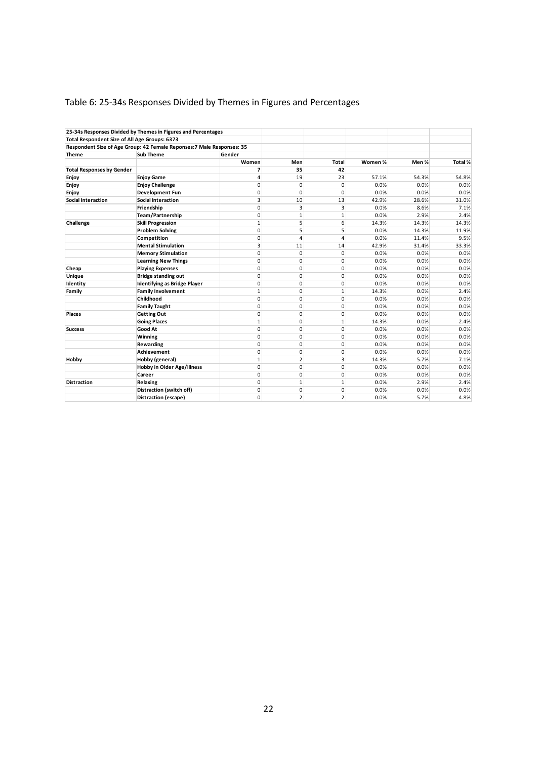Table 6: 25-34s Responses Divided by Themes in Figures and Percentages

| 25-34s Responses Divided by Themes in Figures and Percentages | | | | | | | |
|---|---|---|---|---|---|---|---|
| Total Respondent Size of All Age Groups: 6373 | | | | | | | |
| Respondent Size of Age Group: 42 Female Reponses:7 Male Responses: 35 | | | | | | | |
| **Theme** | **Sub Theme** | **Gender** | | | | | |
| | | **Women** | **Men** | **Total** | **Women %** | **Men %** | **Total %** |
| **Total Responses by Gender** | | **7** | **35** | **42** | | | |
| **Enjoy** | **Enjoy Game** | 4 | 19 | 23 | 57.1% | 54.3% | 54.8% |
| **Enjoy** | **Enjoy Challenge** | 0 | 0 | 0 | 0.0% | 0.0% | 0.0% |
| **Enjoy** | **Development Fun** | 0 | 0 | 0 | 0.0% | 0.0% | 0.0% |
| **Social Interaction** | **Social Interaction** | 3 | 10 | 13 | 42.9% | 28.6% | 31.0% |
| | **Friendship** | 0 | 3 | 3 | 0.0% | 8.6% | 7.1% |
| | **Team/Partnership** | 0 | 1 | 1 | 0.0% | 2.9% | 2.4% |
| **Challenge** | **Skill Progression** | 1 | 5 | 6 | 14.3% | 14.3% | 14.3% |
| | **Problem Solving** | 0 | 5 | 5 | 0.0% | 14.3% | 11.9% |
| | **Competition** | 0 | 4 | 4 | 0.0% | 11.4% | 9.5% |
| | **Mental Stimulation** | 3 | 11 | 14 | 42.9% | 31.4% | 33.3% |
| | **Memory Stimulation** | 0 | 0 | 0 | 0.0% | 0.0% | 0.0% |
| | **Learning New Things** | 0 | 0 | 0 | 0.0% | 0.0% | 0.0% |
| **Cheap** | **Playing Expenses** | 0 | 0 | 0 | 0.0% | 0.0% | 0.0% |
| **Unique** | **Bridge standing out** | 0 | 0 | 0 | 0.0% | 0.0% | 0.0% |
| **Identity** | **Identifying as Bridge Player** | 0 | 0 | 0 | 0.0% | 0.0% | 0.0% |
| **Family** | **Family Involvement** | 1 | 0 | 1 | 14.3% | 0.0% | 2.4% |
| | **Childhood** | 0 | 0 | 0 | 0.0% | 0.0% | 0.0% |
| | **Family Taught** | 0 | 0 | 0 | 0.0% | 0.0% | 0.0% |
| **Places** | **Getting Out** | 0 | 0 | 0 | 0.0% | 0.0% | 0.0% |
| | **Going Places** | 1 | 0 | 1 | 14.3% | 0.0% | 2.4% |
| **Success** | **Good At** | 0 | 0 | 0 | 0.0% | 0.0% | 0.0% |
| | **Winning** | 0 | 0 | 0 | 0.0% | 0.0% | 0.0% |
| | **Rewarding** | 0 | 0 | 0 | 0.0% | 0.0% | 0.0% |
| | **Achievement** | 0 | 0 | 0 | 0.0% | 0.0% | 0.0% |
| **Hobby** | **Hobby (general)** | 1 | 2 | 3 | 14.3% | 5.7% | 7.1% |
| | **Hobby in Older Age/Illness** | 0 | 0 | 0 | 0.0% | 0.0% | 0.0% |
| | **Career** | 0 | 0 | 0 | 0.0% | 0.0% | 0.0% |
| **Distraction** | **Relaxing** | 0 | 1 | 1 | 0.0% | 2.9% | 2.4% |
| | **Distraction (switch off)** | 0 | 0 | 0 | 0.0% | 0.0% | 0.0% |
| | **Distraction (escape)** | 0 | 2 | 2 | 0.0% | 5.7% | 4.8% |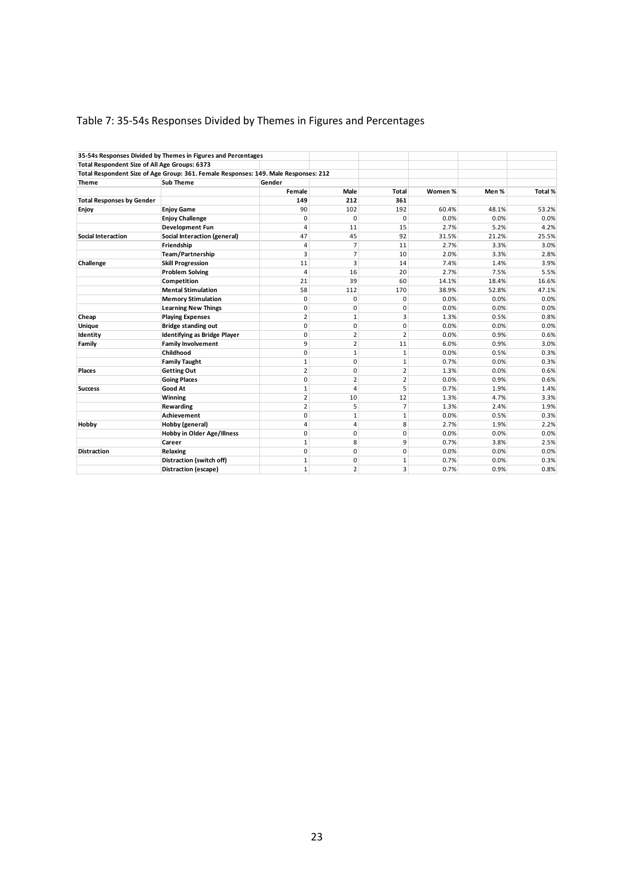Table 7: 35-54s Responses Divided by Themes in Figures and Percentages

| 35-54s Responses Divided by Themes in Figures and Percentages | | | | | | | |
|---|---|---|---|---|---|---|---|
| **Total Respondent Size of All Age Groups: 6373** | | | | | | | |
| **Total Respondent Size of Age Group: 361. Female Responses: 149. Male Responses: 212** | | | | | | | |
| **Theme** | **Sub Theme** | **Gender** | | | | | |
| | | **Female** | **Male** | **Total** | **Women %** | **Men %** | **Total %** |
| **Total Responses by Gender** | | **149** | **212** | **361** | | | |
| **Enjoy** | **Enjoy Game** | 90 | 102 | 192 | 60.4% | 48.1% | 53.2% |
| | **Enjoy Challenge** | 0 | 0 | 0 | 0.0% | 0.0% | 0.0% |
| | **Development Fun** | 4 | 11 | 15 | 2.7% | 5.2% | 4.2% |
| **Social Interaction** | **Social Interaction (general)** | 47 | 45 | 92 | 31.5% | 21.2% | 25.5% |
| | **Friendship** | 4 | 7 | 11 | 2.7% | 3.3% | 3.0% |
| | **Team/Partnership** | 3 | 7 | 10 | 2.0% | 3.3% | 2.8% |
| **Challenge** | **Skill Progression** | 11 | 3 | 14 | 7.4% | 1.4% | 3.9% |
| | **Problem Solving** | 4 | 16 | 20 | 2.7% | 7.5% | 5.5% |
| | **Competition** | 21 | 39 | 60 | 14.1% | 18.4% | 16.6% |
| | **Mental Stimulation** | 58 | 112 | 170 | 38.9% | 52.8% | 47.1% |
| | **Memory Stimulation** | 0 | 0 | 0 | 0.0% | 0.0% | 0.0% |
| | **Learning New Things** | 0 | 0 | 0 | 0.0% | 0.0% | 0.0% |
| **Cheap** | **Playing Expenses** | 2 | 1 | 3 | 1.3% | 0.5% | 0.8% |
| **Unique** | **Bridge standing out** | 0 | 0 | 0 | 0.0% | 0.0% | 0.0% |
| **Identity** | **Identifying as Bridge Player** | 0 | 2 | 2 | 0.0% | 0.9% | 0.6% |
| **Family** | **Family Involvement** | 9 | 2 | 11 | 6.0% | 0.9% | 3.0% |
| | **Childhood** | 0 | 1 | 1 | 0.0% | 0.5% | 0.3% |
| | **Family Taught** | 1 | 0 | 1 | 0.7% | 0.0% | 0.3% |
| **Places** | **Getting Out** | 2 | 0 | 2 | 1.3% | 0.0% | 0.6% |
| | **Going Places** | 0 | 2 | 2 | 0.0% | 0.9% | 0.6% |
| **Success** | **Good At** | 1 | 4 | 5 | 0.7% | 1.9% | 1.4% |
| | **Winning** | 2 | 10 | 12 | 1.3% | 4.7% | 3.3% |
| | **Rewarding** | 2 | 5 | 7 | 1.3% | 2.4% | 1.9% |
| | **Achievement** | 0 | 1 | 1 | 0.0% | 0.5% | 0.3% |
| **Hobby** | **Hobby (general)** | 4 | 4 | 8 | 2.7% | 1.9% | 2.2% |
| | **Hobby in Older Age/Illness** | 0 | 0 | 0 | 0.0% | 0.0% | 0.0% |
| | **Career** | 1 | 8 | 9 | 0.7% | 3.8% | 2.5% |
| **Distraction** | **Relaxing** | 0 | 0 | 0 | 0.0% | 0.0% | 0.0% |
| | **Distraction (switch off)** | 1 | 0 | 1 | 0.7% | 0.0% | 0.3% |
| | **Distraction (escape)** | 1 | 2 | 3 | 0.7% | 0.9% | 0.8% |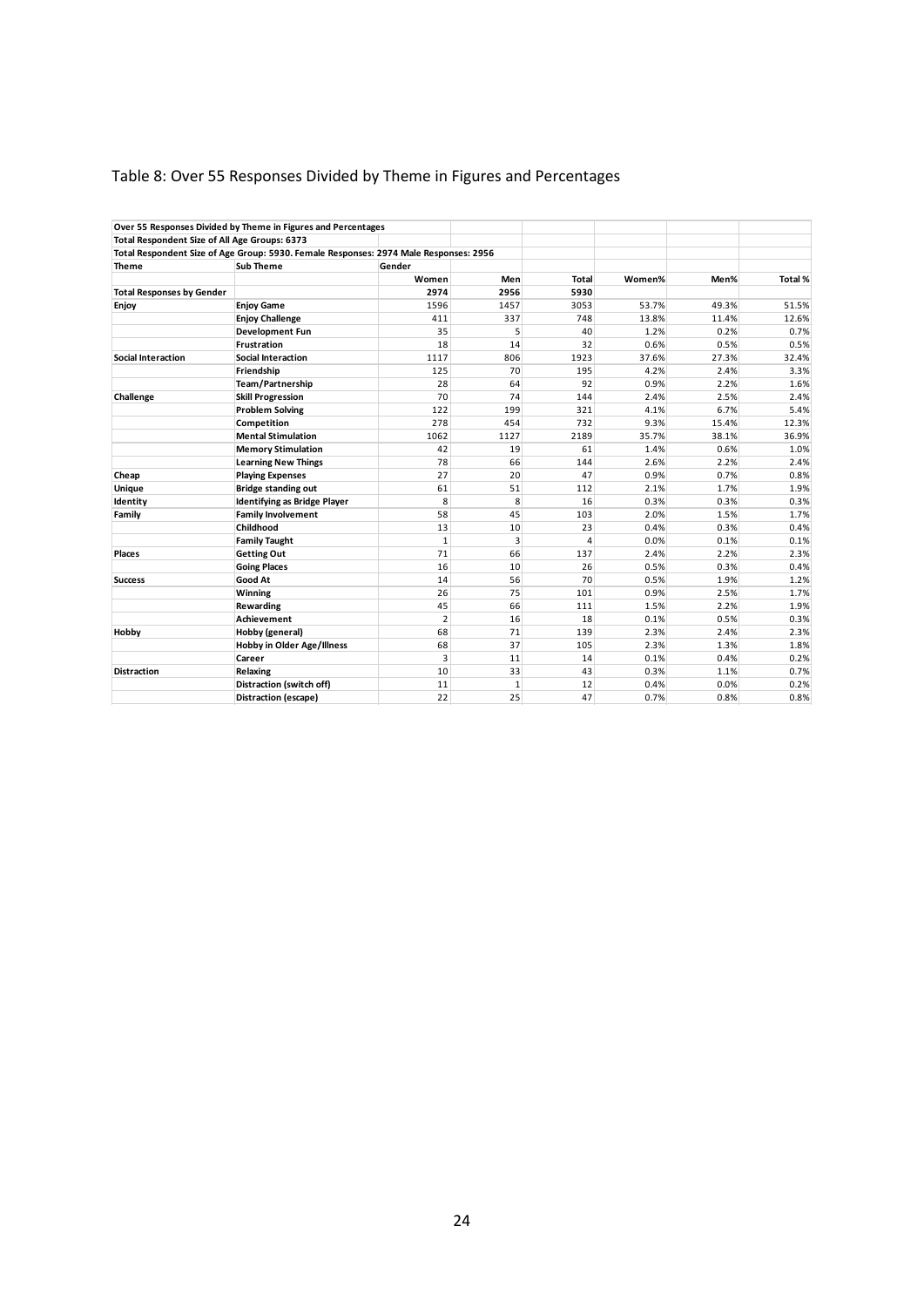Table 8: Over 55 Responses Divided by Theme in Figures and Percentages

| Over 55 Responses Divided by Theme in Figures and Percentages | | | | | | | |
|---|---|---|---|---|---|---|---|
| Total Respondent Size of All Age Groups: 6373 | | | | | | | |
| Total Respondent Size of Age Group: 5930. Female Responses: 2974 Male Responses: 2956 | | | | | | | |
| **Theme** | **Sub Theme** | **Gender** | | | | | |
| | | **Women** | **Men** | **Total** | **Women%** | **Men%** | **Total %** |
| **Total Responses by Gender** | | **2974** | **2956** | **5930** | | | |
| **Enjoy** | **Enjoy Game** | 1596 | 1457 | 3053 | 53.7% | 49.3% | 51.5% |
| | **Enjoy Challenge** | 411 | 337 | 748 | 13.8% | 11.4% | 12.6% |
| | **Development Fun** | 35 | 5 | 40 | 1.2% | 0.2% | 0.7% |
| | **Frustration** | 18 | 14 | 32 | 0.6% | 0.5% | 0.5% |
| **Social Interaction** | **Social Interaction** | 1117 | 806 | 1923 | 37.6% | 27.3% | 32.4% |
| | **Friendship** | 125 | 70 | 195 | 4.2% | 2.4% | 3.3% |
| | **Team/Partnership** | 28 | 64 | 92 | 0.9% | 2.2% | 1.6% |
| **Challenge** | **Skill Progression** | 70 | 74 | 144 | 2.4% | 2.5% | 2.4% |
| | **Problem Solving** | 122 | 199 | 321 | 4.1% | 6.7% | 5.4% |
| | **Competition** | 278 | 454 | 732 | 9.3% | 15.4% | 12.3% |
| | **Mental Stimulation** | 1062 | 1127 | 2189 | 35.7% | 38.1% | 36.9% |
| | **Memory Stimulation** | 42 | 19 | 61 | 1.4% | 0.6% | 1.0% |
| | **Learning New Things** | 78 | 66 | 144 | 2.6% | 2.2% | 2.4% |
| **Cheap** | **Playing Expenses** | 27 | 20 | 47 | 0.9% | 0.7% | 0.8% |
| **Unique** | **Bridge standing out** | 61 | 51 | 112 | 2.1% | 1.7% | 1.9% |
| **Identity** | **Identifying as Bridge Player** | 8 | 8 | 16 | 0.3% | 0.3% | 0.3% |
| **Family** | **Family Involvement** | 58 | 45 | 103 | 2.0% | 1.5% | 1.7% |
| | **Childhood** | 13 | 10 | 23 | 0.4% | 0.3% | 0.4% |
| | **Family Taught** | 1 | 3 | 4 | 0.0% | 0.1% | 0.1% |
| **Places** | **Getting Out** | 71 | 66 | 137 | 2.4% | 2.2% | 2.3% |
| | **Going Places** | 16 | 10 | 26 | 0.5% | 0.3% | 0.4% |
| **Success** | **Good At** | 14 | 56 | 70 | 0.5% | 1.9% | 1.2% |
| | **Winning** | 26 | 75 | 101 | 0.9% | 2.5% | 1.7% |
| | **Rewarding** | 45 | 66 | 111 | 1.5% | 2.2% | 1.9% |
| | **Achievement** | 2 | 16 | 18 | 0.1% | 0.5% | 0.3% |
| **Hobby** | **Hobby (general)** | 68 | 71 | 139 | 2.3% | 2.4% | 2.3% |
| | **Hobby in Older Age/Illness** | 68 | 37 | 105 | 2.3% | 1.3% | 1.8% |
| | **Career** | 3 | 11 | 14 | 0.1% | 0.4% | 0.2% |
| **Distraction** | **Relaxing** | 10 | 33 | 43 | 0.3% | 1.1% | 0.7% |
| | **Distraction (switch off)** | 11 | 1 | 12 | 0.4% | 0.0% | 0.2% |
| | **Distraction (escape)** | 22 | 25 | 47 | 0.7% | 0.8% | 0.8% |